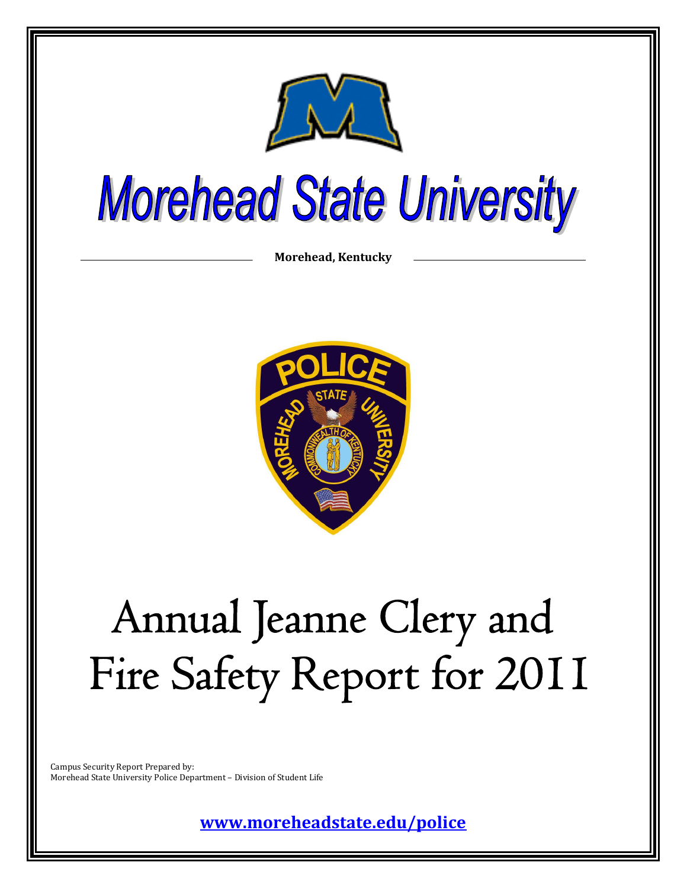# Morehead State University

**Morehead, Kentucky**

# Annual Jeanne Clery and Fire Safety Report for 2011

Campus Security Report Prepared by:
Morehead State University Police Department – Division of Student Life

**www.moreheadstate.edu/police**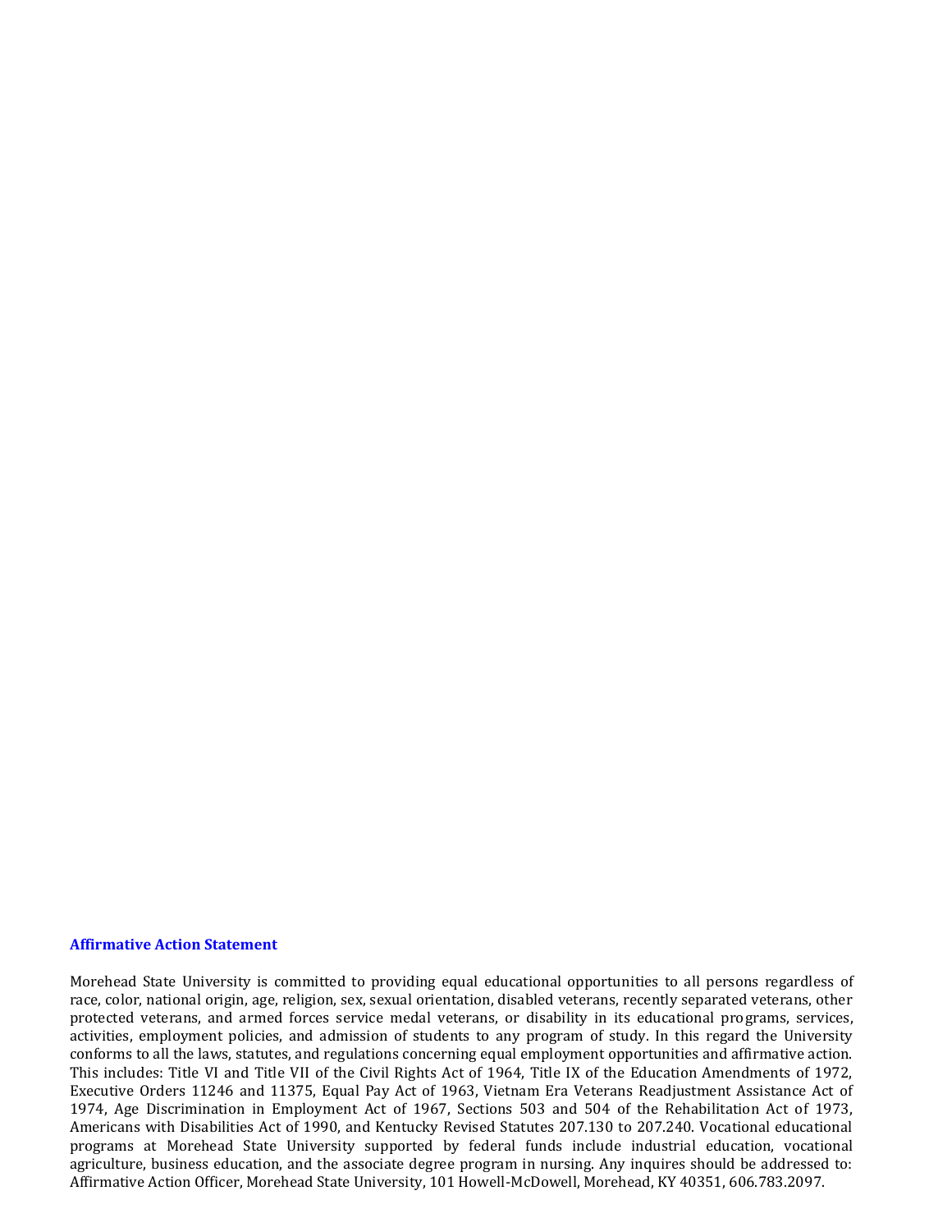## Affirmative Action Statement

Morehead State University is committed to providing equal educational opportunities to all persons regardless of race, color, national origin, age, religion, sex, sexual orientation, disabled veterans, recently separated veterans, other protected veterans, and armed forces service medal veterans, or disability in its educational programs, services, activities, employment policies, and admission of students to any program of study. In this regard the University conforms to all the laws, statutes, and regulations concerning equal employment opportunities and affirmative action. This includes: Title VI and Title VII of the Civil Rights Act of 1964, Title IX of the Education Amendments of 1972, Executive Orders 11246 and 11375, Equal Pay Act of 1963, Vietnam Era Veterans Readjustment Assistance Act of 1974, Age Discrimination in Employment Act of 1967, Sections 503 and 504 of the Rehabilitation Act of 1973, Americans with Disabilities Act of 1990, and Kentucky Revised Statutes 207.130 to 207.240. Vocational educational programs at Morehead State University supported by federal funds include industrial education, vocational agriculture, business education, and the associate degree program in nursing. Any inquires should be addressed to: Affirmative Action Officer, Morehead State University, 101 Howell-McDowell, Morehead, KY 40351, 606.783.2097.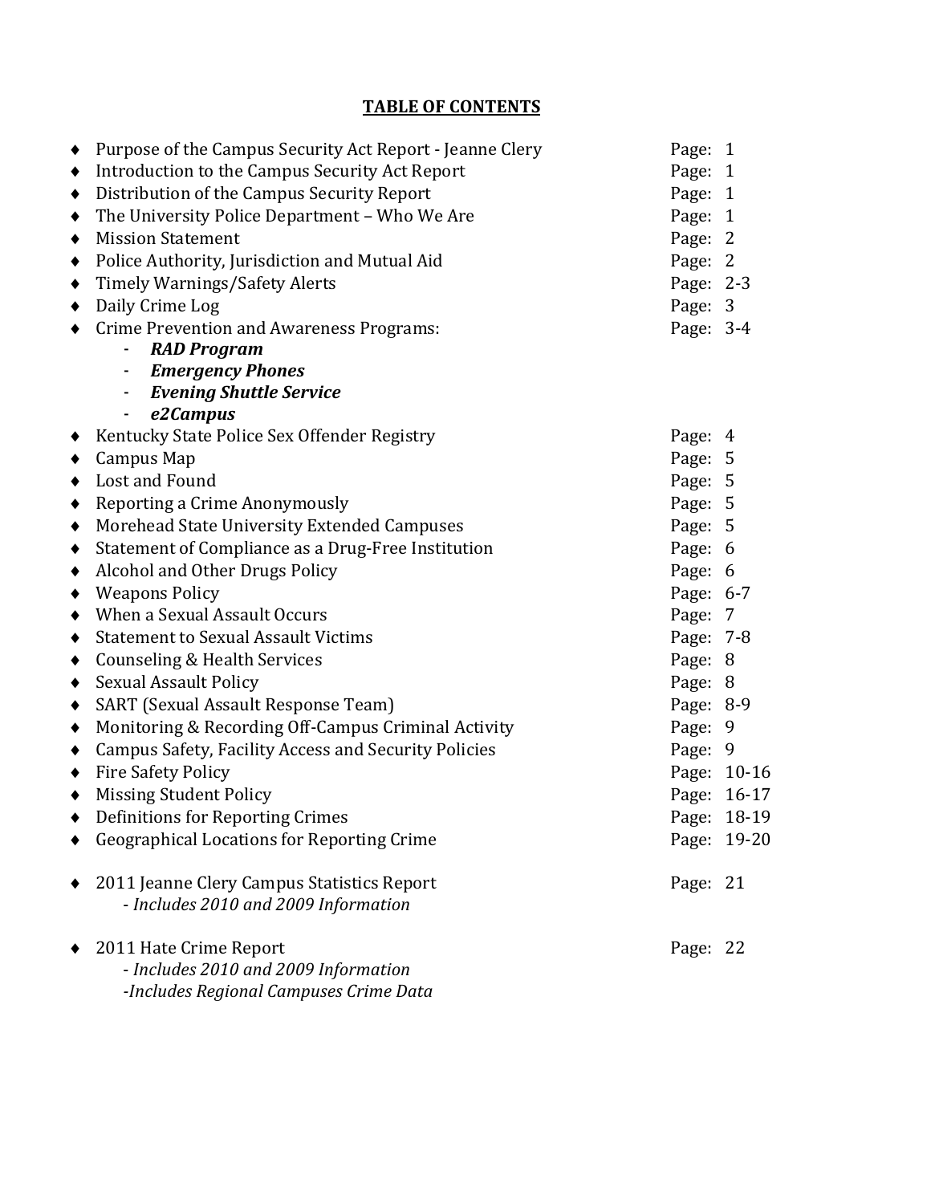## TABLE OF CONTENTS

| Section | Page |
|---|---|
| ♦ Purpose of the Campus Security Act Report - Jeanne Clery | Page: 1 |
| ♦ Introduction to the Campus Security Act Report | Page: 1 |
| ♦ Distribution of the Campus Security Report | Page: 1 |
| ♦ The University Police Department – Who We Are | Page: 1 |
| ♦ Mission Statement | Page: 2 |
| ♦ Police Authority, Jurisdiction and Mutual Aid | Page: 2 |
| ♦ Timely Warnings/Safety Alerts | Page: 2-3 |
| ♦ Daily Crime Log | Page: 3 |
| ♦ Crime Prevention and Awareness Programs: | Page: 3-4 |
| - ***RAD Program*** | |
| - ***Emergency Phones*** | |
| - ***Evening Shuttle Service*** | |
| - ***e2Campus*** | |
| ♦ Kentucky State Police Sex Offender Registry | Page: 4 |
| ♦ Campus Map | Page: 5 |
| ♦ Lost and Found | Page: 5 |
| ♦ Reporting a Crime Anonymously | Page: 5 |
| ♦ Morehead State University Extended Campuses | Page: 5 |
| ♦ Statement of Compliance as a Drug-Free Institution | Page: 6 |
| ♦ Alcohol and Other Drugs Policy | Page: 6 |
| ♦ Weapons Policy | Page: 6-7 |
| ♦ When a Sexual Assault Occurs | Page: 7 |
| ♦ Statement to Sexual Assault Victims | Page: 7-8 |
| ♦ Counseling & Health Services | Page: 8 |
| ♦ Sexual Assault Policy | Page: 8 |
| ♦ SART (Sexual Assault Response Team) | Page: 8-9 |
| ♦ Monitoring & Recording Off-Campus Criminal Activity | Page: 9 |
| ♦ Campus Safety, Facility Access and Security Policies | Page: 9 |
| ♦ Fire Safety Policy | Page: 10-16 |
| ♦ Missing Student Policy | Page: 16-17 |
| ♦ Definitions for Reporting Crimes | Page: 18-19 |
| ♦ Geographical Locations for Reporting Crime | Page: 19-20 |
| ♦ 2011 Jeanne Clery Campus Statistics Report<br>*- Includes 2010 and 2009 Information* | Page: 21 |
| ♦ 2011 Hate Crime Report<br>*- Includes 2010 and 2009 Information*<br>*-Includes Regional Campuses Crime Data* | Page: 22 |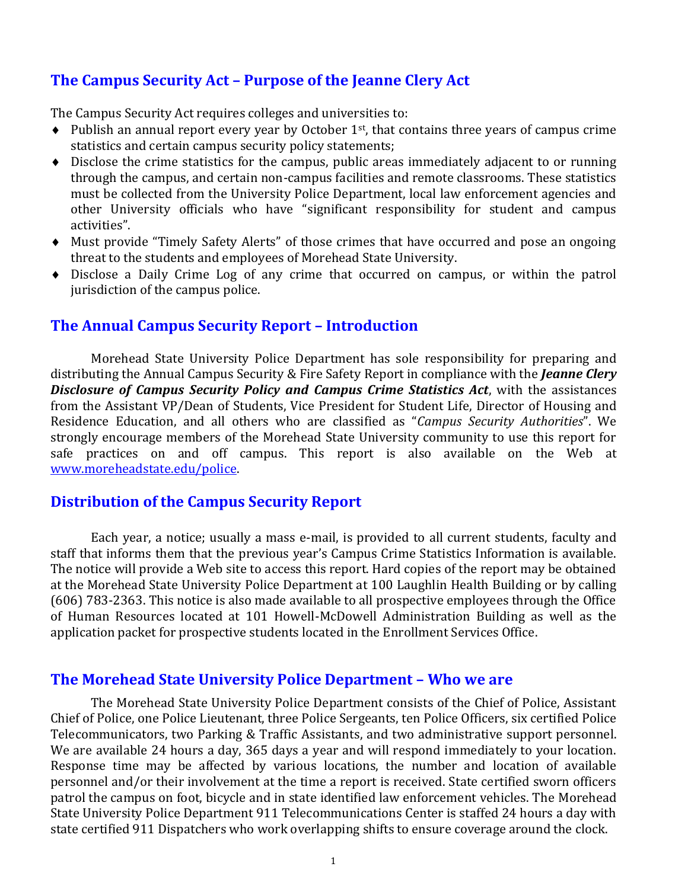## The Campus Security Act – Purpose of the Jeanne Clery Act

The Campus Security Act requires colleges and universities to:

- Publish an annual report every year by October 1st, that contains three years of campus crime statistics and certain campus security policy statements;
- Disclose the crime statistics for the campus, public areas immediately adjacent to or running through the campus, and certain non-campus facilities and remote classrooms. These statistics must be collected from the University Police Department, local law enforcement agencies and other University officials who have "significant responsibility for student and campus activities".
- Must provide "Timely Safety Alerts" of those crimes that have occurred and pose an ongoing threat to the students and employees of Morehead State University.
- Disclose a Daily Crime Log of any crime that occurred on campus, or within the patrol jurisdiction of the campus police.

## The Annual Campus Security Report – Introduction

Morehead State University Police Department has sole responsibility for preparing and distributing the Annual Campus Security & Fire Safety Report in compliance with the ***Jeanne Clery Disclosure of Campus Security Policy and Campus Crime Statistics Act***, with the assistances from the Assistant VP/Dean of Students, Vice President for Student Life, Director of Housing and Residence Education, and all others who are classified as "*Campus Security Authorities*". We strongly encourage members of the Morehead State University community to use this report for safe practices on and off campus. This report is also available on the Web at www.moreheadstate.edu/police.

## Distribution of the Campus Security Report

Each year, a notice; usually a mass e-mail, is provided to all current students, faculty and staff that informs them that the previous year's Campus Crime Statistics Information is available. The notice will provide a Web site to access this report. Hard copies of the report may be obtained at the Morehead State University Police Department at 100 Laughlin Health Building or by calling (606) 783-2363. This notice is also made available to all prospective employees through the Office of Human Resources located at 101 Howell-McDowell Administration Building as well as the application packet for prospective students located in the Enrollment Services Office.

## The Morehead State University Police Department – Who we are

The Morehead State University Police Department consists of the Chief of Police, Assistant Chief of Police, one Police Lieutenant, three Police Sergeants, ten Police Officers, six certified Police Telecommunicators, two Parking & Traffic Assistants, and two administrative support personnel. We are available 24 hours a day, 365 days a year and will respond immediately to your location. Response time may be affected by various locations, the number and location of available personnel and/or their involvement at the time a report is received. State certified sworn officers patrol the campus on foot, bicycle and in state identified law enforcement vehicles. The Morehead State University Police Department 911 Telecommunications Center is staffed 24 hours a day with state certified 911 Dispatchers who work overlapping shifts to ensure coverage around the clock.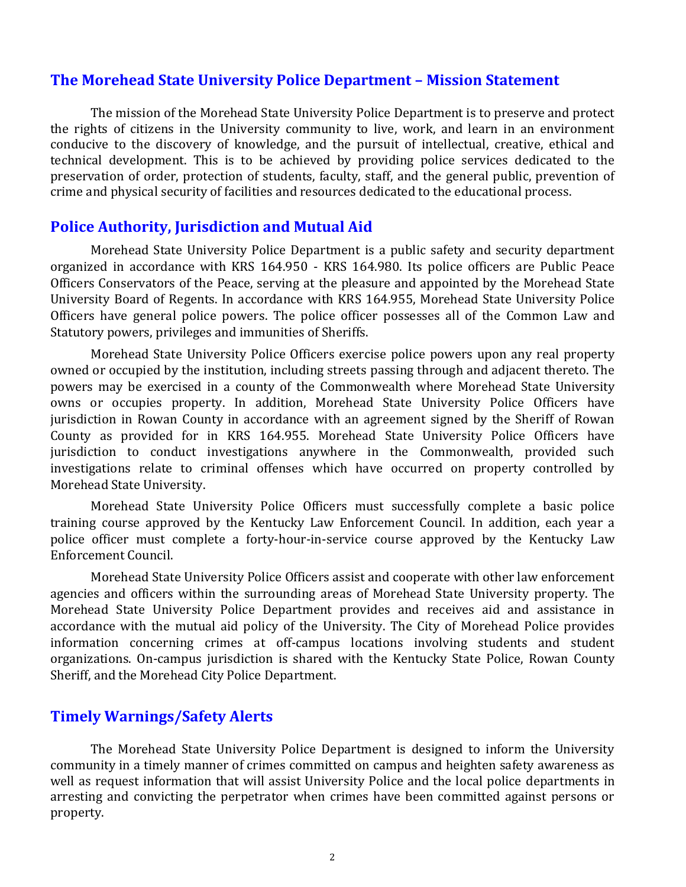## The Morehead State University Police Department – Mission Statement

The mission of the Morehead State University Police Department is to preserve and protect the rights of citizens in the University community to live, work, and learn in an environment conducive to the discovery of knowledge, and the pursuit of intellectual, creative, ethical and technical development. This is to be achieved by providing police services dedicated to the preservation of order, protection of students, faculty, staff, and the general public, prevention of crime and physical security of facilities and resources dedicated to the educational process.

## Police Authority, Jurisdiction and Mutual Aid

Morehead State University Police Department is a public safety and security department organized in accordance with KRS 164.950 - KRS 164.980. Its police officers are Public Peace Officers Conservators of the Peace, serving at the pleasure and appointed by the Morehead State University Board of Regents. In accordance with KRS 164.955, Morehead State University Police Officers have general police powers. The police officer possesses all of the Common Law and Statutory powers, privileges and immunities of Sheriffs.

Morehead State University Police Officers exercise police powers upon any real property owned or occupied by the institution, including streets passing through and adjacent thereto. The powers may be exercised in a county of the Commonwealth where Morehead State University owns or occupies property. In addition, Morehead State University Police Officers have jurisdiction in Rowan County in accordance with an agreement signed by the Sheriff of Rowan County as provided for in KRS 164.955. Morehead State University Police Officers have jurisdiction to conduct investigations anywhere in the Commonwealth, provided such investigations relate to criminal offenses which have occurred on property controlled by Morehead State University.

Morehead State University Police Officers must successfully complete a basic police training course approved by the Kentucky Law Enforcement Council. In addition, each year a police officer must complete a forty-hour-in-service course approved by the Kentucky Law Enforcement Council.

Morehead State University Police Officers assist and cooperate with other law enforcement agencies and officers within the surrounding areas of Morehead State University property. The Morehead State University Police Department provides and receives aid and assistance in accordance with the mutual aid policy of the University. The City of Morehead Police provides information concerning crimes at off-campus locations involving students and student organizations. On-campus jurisdiction is shared with the Kentucky State Police, Rowan County Sheriff, and the Morehead City Police Department.

## Timely Warnings/Safety Alerts

The Morehead State University Police Department is designed to inform the University community in a timely manner of crimes committed on campus and heighten safety awareness as well as request information that will assist University Police and the local police departments in arresting and convicting the perpetrator when crimes have been committed against persons or property.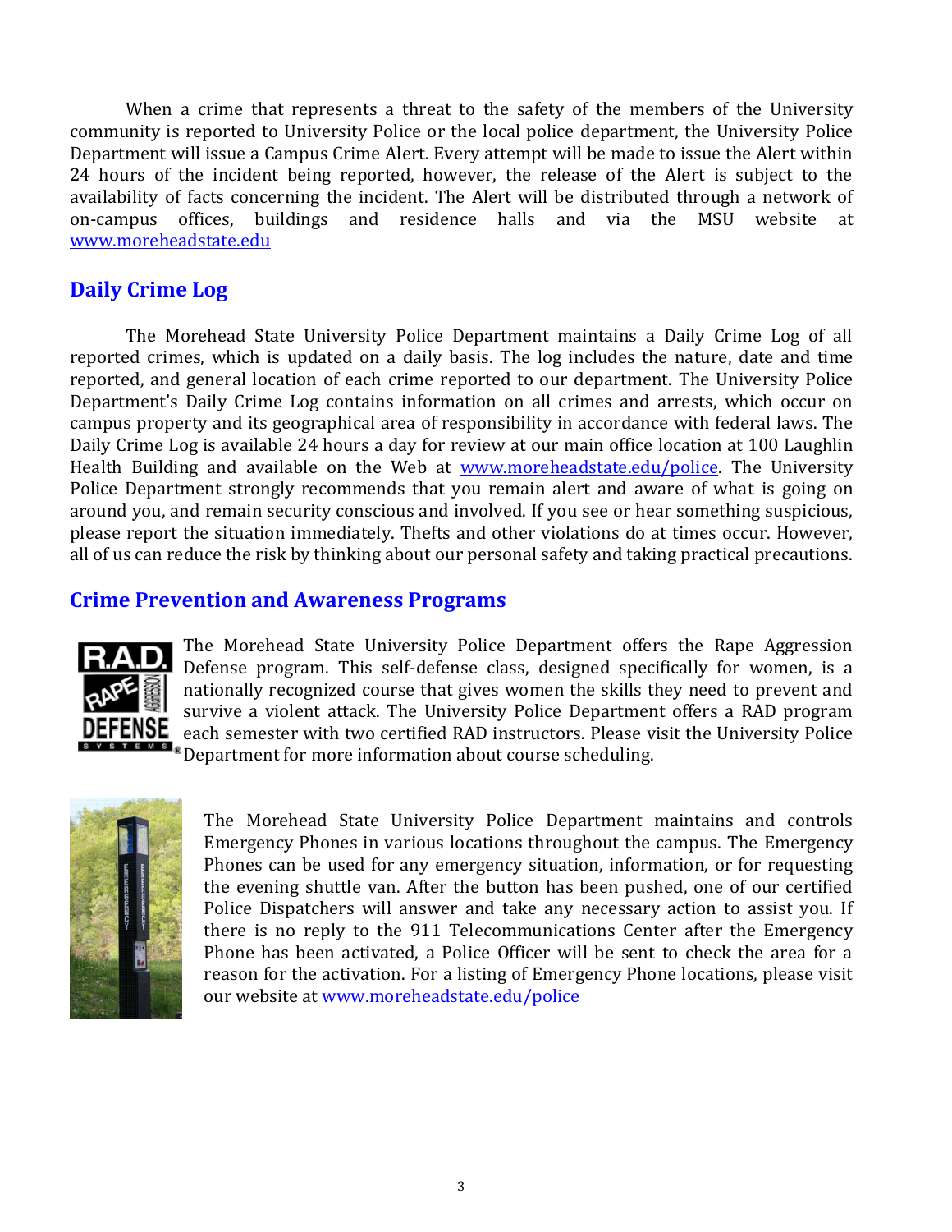When a crime that represents a threat to the safety of the members of the University community is reported to University Police or the local police department, the University Police Department will issue a Campus Crime Alert. Every attempt will be made to issue the Alert within 24 hours of the incident being reported, however, the release of the Alert is subject to the availability of facts concerning the incident. The Alert will be distributed through a network of on-campus offices, buildings and residence halls and via the MSU website at www.moreheadstate.edu

## Daily Crime Log

The Morehead State University Police Department maintains a Daily Crime Log of all reported crimes, which is updated on a daily basis. The log includes the nature, date and time reported, and general location of each crime reported to our department. The University Police Department's Daily Crime Log contains information on all crimes and arrests, which occur on campus property and its geographical area of responsibility in accordance with federal laws. The Daily Crime Log is available 24 hours a day for review at our main office location at 100 Laughlin Health Building and available on the Web at www.moreheadstate.edu/police. The University Police Department strongly recommends that you remain alert and aware of what is going on around you, and remain security conscious and involved. If you see or hear something suspicious, please report the situation immediately. Thefts and other violations do at times occur. However, all of us can reduce the risk by thinking about our personal safety and taking practical precautions.

## Crime Prevention and Awareness Programs

The Morehead State University Police Department offers the Rape Aggression Defense program. This self-defense class, designed specifically for women, is a nationally recognized course that gives women the skills they need to prevent and survive a violent attack. The University Police Department offers a RAD program each semester with two certified RAD instructors. Please visit the University Police Department for more information about course scheduling.

The Morehead State University Police Department maintains and controls Emergency Phones in various locations throughout the campus. The Emergency Phones can be used for any emergency situation, information, or for requesting the evening shuttle van. After the button has been pushed, one of our certified Police Dispatchers will answer and take any necessary action to assist you. If there is no reply to the 911 Telecommunications Center after the Emergency Phone has been activated, a Police Officer will be sent to check the area for a reason for the activation. For a listing of Emergency Phone locations, please visit our website at www.moreheadstate.edu/police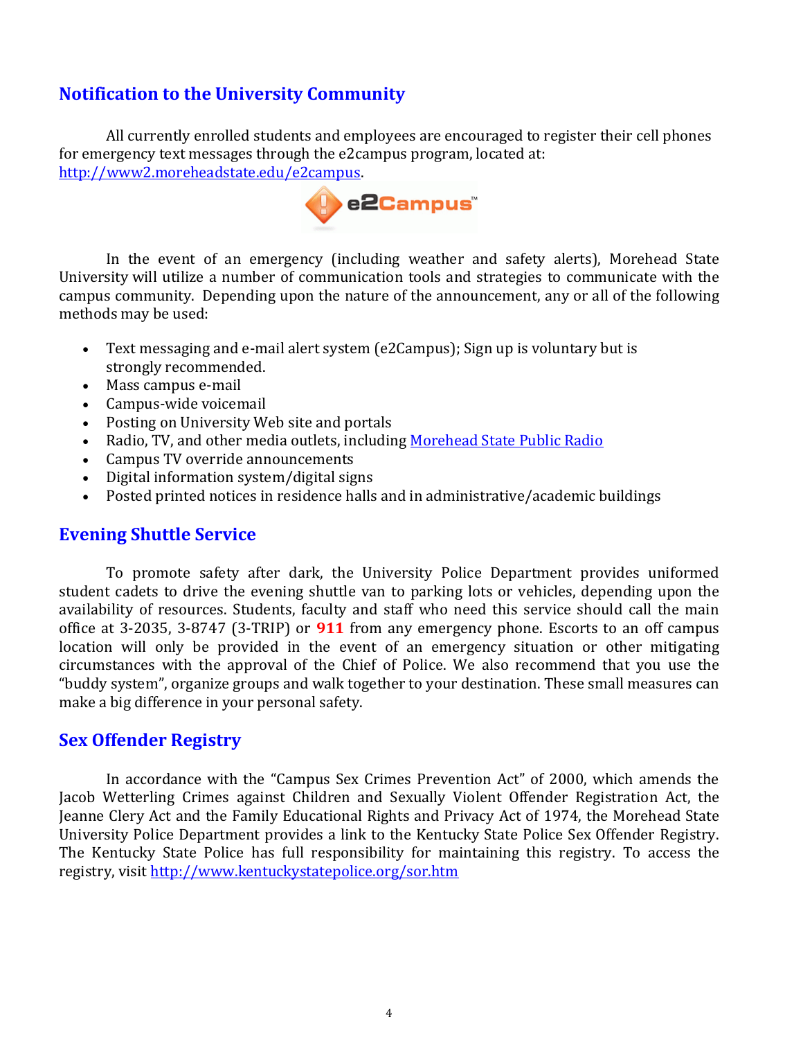## Notification to the University Community

All currently enrolled students and employees are encouraged to register their cell phones for emergency text messages through the e2campus program, located at: http://www2.moreheadstate.edu/e2campus.

In the event of an emergency (including weather and safety alerts), Morehead State University will utilize a number of communication tools and strategies to communicate with the campus community. Depending upon the nature of the announcement, any or all of the following methods may be used:

- Text messaging and e-mail alert system (e2Campus); Sign up is voluntary but is strongly recommended.
- Mass campus e-mail
- Campus-wide voicemail
- Posting on University Web site and portals
- Radio, TV, and other media outlets, including Morehead State Public Radio
- Campus TV override announcements
- Digital information system/digital signs
- Posted printed notices in residence halls and in administrative/academic buildings

## Evening Shuttle Service

To promote safety after dark, the University Police Department provides uniformed student cadets to drive the evening shuttle van to parking lots or vehicles, depending upon the availability of resources. Students, faculty and staff who need this service should call the main office at 3-2035, 3-8747 (3-TRIP) or **911** from any emergency phone. Escorts to an off campus location will only be provided in the event of an emergency situation or other mitigating circumstances with the approval of the Chief of Police. We also recommend that you use the "buddy system", organize groups and walk together to your destination. These small measures can make a big difference in your personal safety.

## Sex Offender Registry

In accordance with the "Campus Sex Crimes Prevention Act" of 2000, which amends the Jacob Wetterling Crimes against Children and Sexually Violent Offender Registration Act, the Jeanne Clery Act and the Family Educational Rights and Privacy Act of 1974, the Morehead State University Police Department provides a link to the Kentucky State Police Sex Offender Registry. The Kentucky State Police has full responsibility for maintaining this registry. To access the registry, visit http://www.kentuckystatepolice.org/sor.htm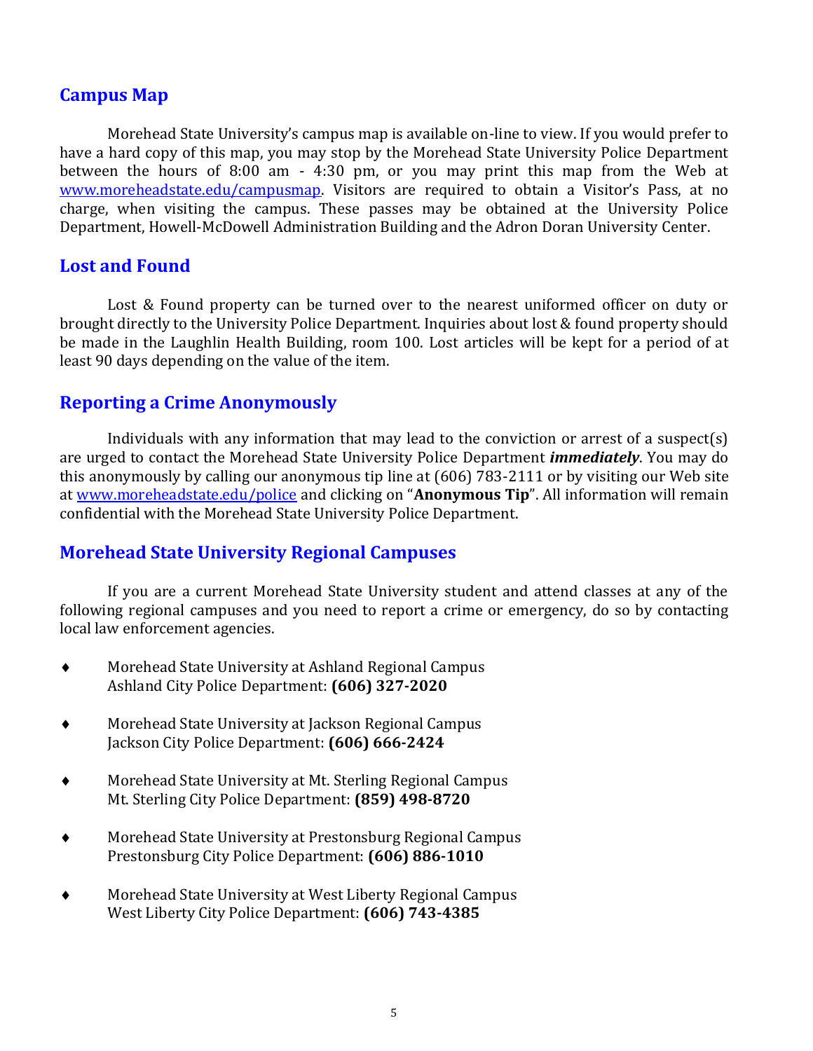## Campus Map

Morehead State University's campus map is available on-line to view. If you would prefer to have a hard copy of this map, you may stop by the Morehead State University Police Department between the hours of 8:00 am - 4:30 pm, or you may print this map from the Web at [www.moreheadstate.edu/campusmap](http://www.moreheadstate.edu/campusmap). Visitors are required to obtain a Visitor's Pass, at no charge, when visiting the campus. These passes may be obtained at the University Police Department, Howell-McDowell Administration Building and the Adron Doran University Center.

## Lost and Found

Lost & Found property can be turned over to the nearest uniformed officer on duty or brought directly to the University Police Department. Inquiries about lost & found property should be made in the Laughlin Health Building, room 100. Lost articles will be kept for a period of at least 90 days depending on the value of the item.

## Reporting a Crime Anonymously

Individuals with any information that may lead to the conviction or arrest of a suspect(s) are urged to contact the Morehead State University Police Department ***immediately***. You may do this anonymously by calling our anonymous tip line at (606) 783-2111 or by visiting our Web site at [www.moreheadstate.edu/police](http://www.moreheadstate.edu/police) and clicking on "**Anonymous Tip**". All information will remain confidential with the Morehead State University Police Department.

## Morehead State University Regional Campuses

If you are a current Morehead State University student and attend classes at any of the following regional campuses and you need to report a crime or emergency, do so by contacting local law enforcement agencies.

- Morehead State University at Ashland Regional Campus
  Ashland City Police Department: **(606) 327-2020**

- Morehead State University at Jackson Regional Campus
  Jackson City Police Department: **(606) 666-2424**

- Morehead State University at Mt. Sterling Regional Campus
  Mt. Sterling City Police Department: **(859) 498-8720**

- Morehead State University at Prestonsburg Regional Campus
  Prestonsburg City Police Department: **(606) 886-1010**

- Morehead State University at West Liberty Regional Campus
  West Liberty City Police Department: **(606) 743-4385**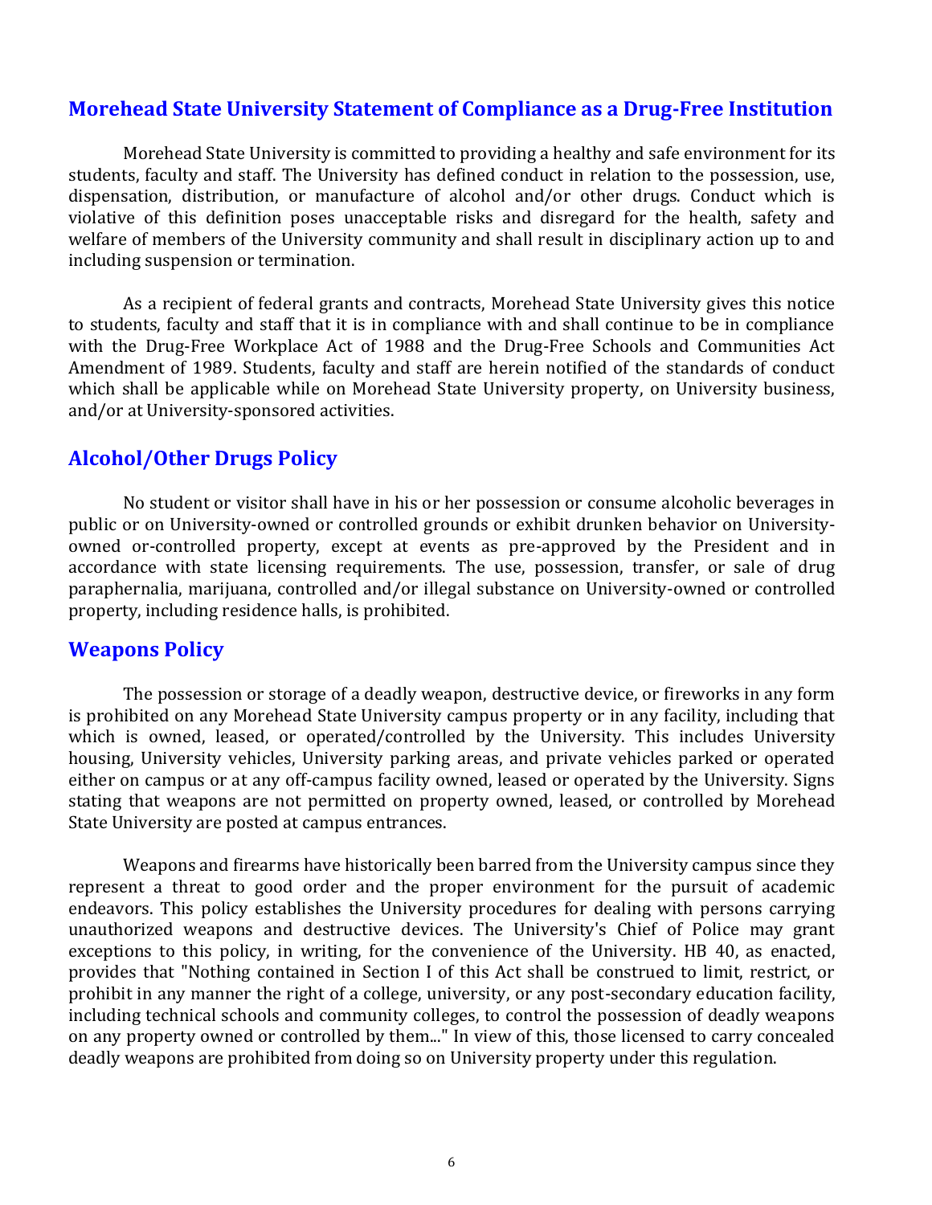## Morehead State University Statement of Compliance as a Drug-Free Institution

Morehead State University is committed to providing a healthy and safe environment for its students, faculty and staff. The University has defined conduct in relation to the possession, use, dispensation, distribution, or manufacture of alcohol and/or other drugs. Conduct which is violative of this definition poses unacceptable risks and disregard for the health, safety and welfare of members of the University community and shall result in disciplinary action up to and including suspension or termination.

As a recipient of federal grants and contracts, Morehead State University gives this notice to students, faculty and staff that it is in compliance with and shall continue to be in compliance with the Drug-Free Workplace Act of 1988 and the Drug-Free Schools and Communities Act Amendment of 1989. Students, faculty and staff are herein notified of the standards of conduct which shall be applicable while on Morehead State University property, on University business, and/or at University-sponsored activities.

## Alcohol/Other Drugs Policy

No student or visitor shall have in his or her possession or consume alcoholic beverages in public or on University-owned or controlled grounds or exhibit drunken behavior on University-owned or-controlled property, except at events as pre-approved by the President and in accordance with state licensing requirements. The use, possession, transfer, or sale of drug paraphernalia, marijuana, controlled and/or illegal substance on University-owned or controlled property, including residence halls, is prohibited.

## Weapons Policy

The possession or storage of a deadly weapon, destructive device, or fireworks in any form is prohibited on any Morehead State University campus property or in any facility, including that which is owned, leased, or operated/controlled by the University. This includes University housing, University vehicles, University parking areas, and private vehicles parked or operated either on campus or at any off-campus facility owned, leased or operated by the University. Signs stating that weapons are not permitted on property owned, leased, or controlled by Morehead State University are posted at campus entrances.

Weapons and firearms have historically been barred from the University campus since they represent a threat to good order and the proper environment for the pursuit of academic endeavors. This policy establishes the University procedures for dealing with persons carrying unauthorized weapons and destructive devices. The University's Chief of Police may grant exceptions to this policy, in writing, for the convenience of the University. HB 40, as enacted, provides that "Nothing contained in Section I of this Act shall be construed to limit, restrict, or prohibit in any manner the right of a college, university, or any post-secondary education facility, including technical schools and community colleges, to control the possession of deadly weapons on any property owned or controlled by them..." In view of this, those licensed to carry concealed deadly weapons are prohibited from doing so on University property under this regulation.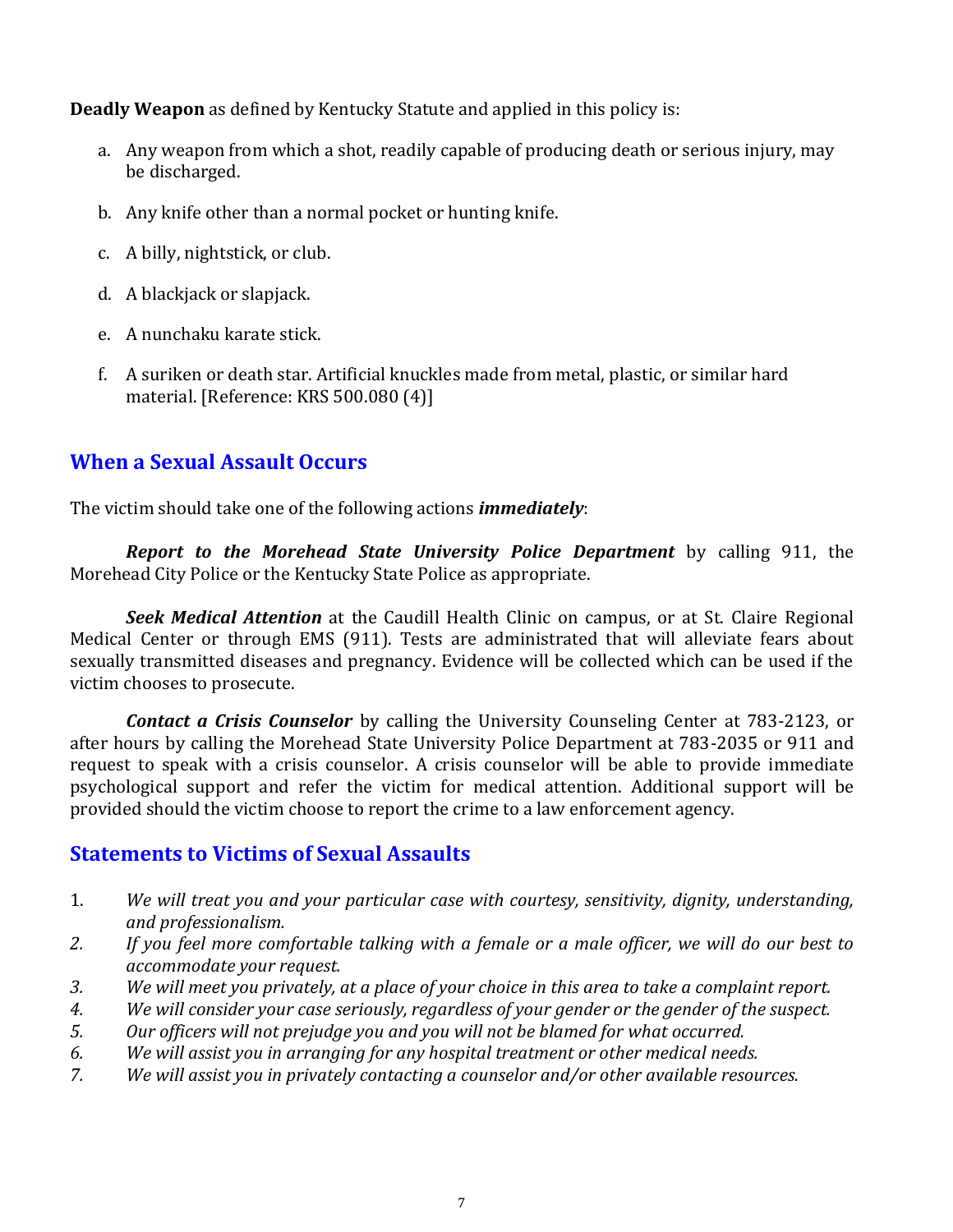**Deadly Weapon** as defined by Kentucky Statute and applied in this policy is:

a. Any weapon from which a shot, readily capable of producing death or serious injury, may be discharged.

b. Any knife other than a normal pocket or hunting knife.

c. A billy, nightstick, or club.

d. A blackjack or slapjack.

e. A nunchaku karate stick.

f. A suriken or death star. Artificial knuckles made from metal, plastic, or similar hard material. [Reference: KRS 500.080 (4)]

## When a Sexual Assault Occurs

The victim should take one of the following actions ***immediately***:

***Report to the Morehead State University Police Department*** by calling 911, the Morehead City Police or the Kentucky State Police as appropriate.

***Seek Medical Attention*** at the Caudill Health Clinic on campus, or at St. Claire Regional Medical Center or through EMS (911). Tests are administrated that will alleviate fears about sexually transmitted diseases and pregnancy. Evidence will be collected which can be used if the victim chooses to prosecute.

***Contact a Crisis Counselor*** by calling the University Counseling Center at 783-2123, or after hours by calling the Morehead State University Police Department at 783-2035 or 911 and request to speak with a crisis counselor. A crisis counselor will be able to provide immediate psychological support and refer the victim for medical attention. Additional support will be provided should the victim choose to report the crime to a law enforcement agency.

## Statements to Victims of Sexual Assaults

1. *We will treat you and your particular case with courtesy, sensitivity, dignity, understanding, and professionalism.*
2. *If you feel more comfortable talking with a female or a male officer, we will do our best to accommodate your request.*
3. *We will meet you privately, at a place of your choice in this area to take a complaint report.*
4. *We will consider your case seriously, regardless of your gender or the gender of the suspect.*
5. *Our officers will not prejudge you and you will not be blamed for what occurred.*
6. *We will assist you in arranging for any hospital treatment or other medical needs.*
7. *We will assist you in privately contacting a counselor and/or other available resources.*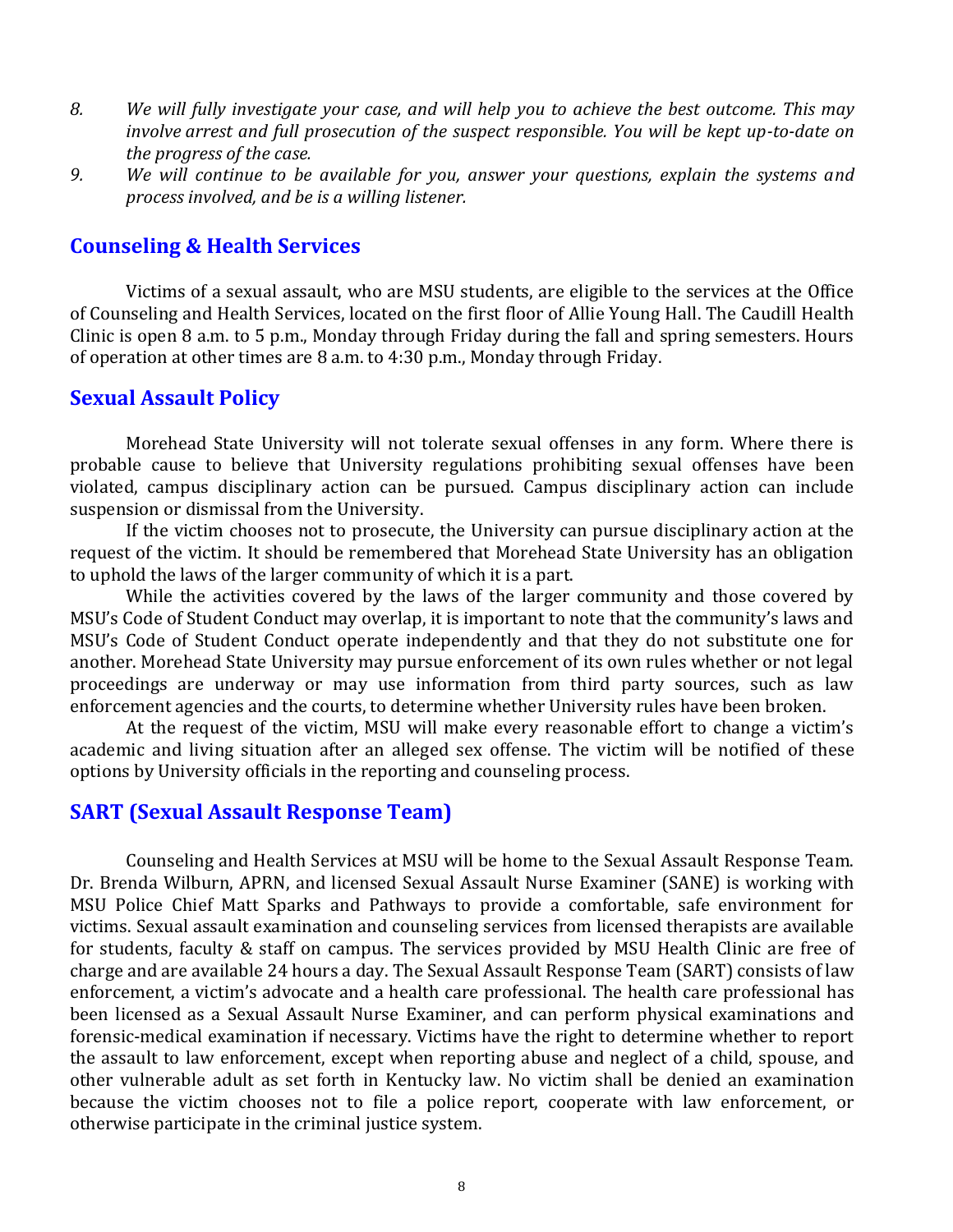8. *We will fully investigate your case, and will help you to achieve the best outcome. This may involve arrest and full prosecution of the suspect responsible. You will be kept up-to-date on the progress of the case.*
9. *We will continue to be available for you, answer your questions, explain the systems and process involved, and be is a willing listener.*

## Counseling & Health Services

Victims of a sexual assault, who are MSU students, are eligible to the services at the Office of Counseling and Health Services, located on the first floor of Allie Young Hall. The Caudill Health Clinic is open 8 a.m. to 5 p.m., Monday through Friday during the fall and spring semesters. Hours of operation at other times are 8 a.m. to 4:30 p.m., Monday through Friday.

## Sexual Assault Policy

Morehead State University will not tolerate sexual offenses in any form. Where there is probable cause to believe that University regulations prohibiting sexual offenses have been violated, campus disciplinary action can be pursued. Campus disciplinary action can include suspension or dismissal from the University.

If the victim chooses not to prosecute, the University can pursue disciplinary action at the request of the victim. It should be remembered that Morehead State University has an obligation to uphold the laws of the larger community of which it is a part.

While the activities covered by the laws of the larger community and those covered by MSU's Code of Student Conduct may overlap, it is important to note that the community's laws and MSU's Code of Student Conduct operate independently and that they do not substitute one for another. Morehead State University may pursue enforcement of its own rules whether or not legal proceedings are underway or may use information from third party sources, such as law enforcement agencies and the courts, to determine whether University rules have been broken.

At the request of the victim, MSU will make every reasonable effort to change a victim's academic and living situation after an alleged sex offense. The victim will be notified of these options by University officials in the reporting and counseling process.

## SART (Sexual Assault Response Team)

Counseling and Health Services at MSU will be home to the Sexual Assault Response Team. Dr. Brenda Wilburn, APRN, and licensed Sexual Assault Nurse Examiner (SANE) is working with MSU Police Chief Matt Sparks and Pathways to provide a comfortable, safe environment for victims. Sexual assault examination and counseling services from licensed therapists are available for students, faculty & staff on campus. The services provided by MSU Health Clinic are free of charge and are available 24 hours a day. The Sexual Assault Response Team (SART) consists of law enforcement, a victim's advocate and a health care professional. The health care professional has been licensed as a Sexual Assault Nurse Examiner, and can perform physical examinations and forensic-medical examination if necessary. Victims have the right to determine whether to report the assault to law enforcement, except when reporting abuse and neglect of a child, spouse, and other vulnerable adult as set forth in Kentucky law. No victim shall be denied an examination because the victim chooses not to file a police report, cooperate with law enforcement, or otherwise participate in the criminal justice system.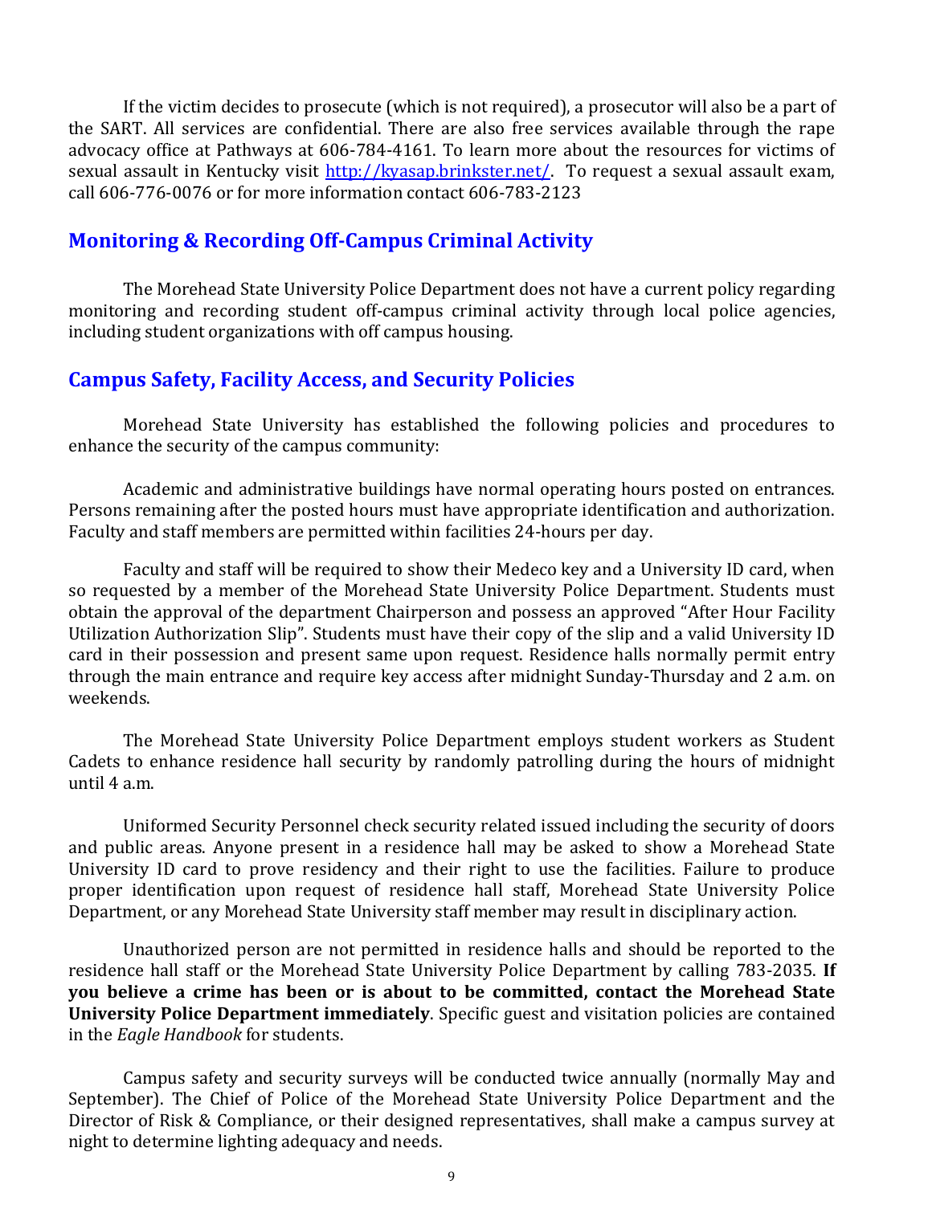If the victim decides to prosecute (which is not required), a prosecutor will also be a part of the SART. All services are confidential. There are also free services available through the rape advocacy office at Pathways at 606-784-4161. To learn more about the resources for victims of sexual assault in Kentucky visit [http://kyasap.brinkster.net/](http://kyasap.brinkster.net/). To request a sexual assault exam, call 606-776-0076 or for more information contact 606-783-2123

## Monitoring & Recording Off-Campus Criminal Activity

The Morehead State University Police Department does not have a current policy regarding monitoring and recording student off-campus criminal activity through local police agencies, including student organizations with off campus housing.

## Campus Safety, Facility Access, and Security Policies

Morehead State University has established the following policies and procedures to enhance the security of the campus community:

Academic and administrative buildings have normal operating hours posted on entrances. Persons remaining after the posted hours must have appropriate identification and authorization. Faculty and staff members are permitted within facilities 24-hours per day.

Faculty and staff will be required to show their Medeco key and a University ID card, when so requested by a member of the Morehead State University Police Department. Students must obtain the approval of the department Chairperson and possess an approved "After Hour Facility Utilization Authorization Slip". Students must have their copy of the slip and a valid University ID card in their possession and present same upon request. Residence halls normally permit entry through the main entrance and require key access after midnight Sunday-Thursday and 2 a.m. on weekends.

The Morehead State University Police Department employs student workers as Student Cadets to enhance residence hall security by randomly patrolling during the hours of midnight until 4 a.m.

Uniformed Security Personnel check security related issued including the security of doors and public areas. Anyone present in a residence hall may be asked to show a Morehead State University ID card to prove residency and their right to use the facilities. Failure to produce proper identification upon request of residence hall staff, Morehead State University Police Department, or any Morehead State University staff member may result in disciplinary action.

Unauthorized person are not permitted in residence halls and should be reported to the residence hall staff or the Morehead State University Police Department by calling 783-2035. **If you believe a crime has been or is about to be committed, contact the Morehead State University Police Department immediately**. Specific guest and visitation policies are contained in the *Eagle Handbook* for students.

Campus safety and security surveys will be conducted twice annually (normally May and September). The Chief of Police of the Morehead State University Police Department and the Director of Risk & Compliance, or their designed representatives, shall make a campus survey at night to determine lighting adequacy and needs.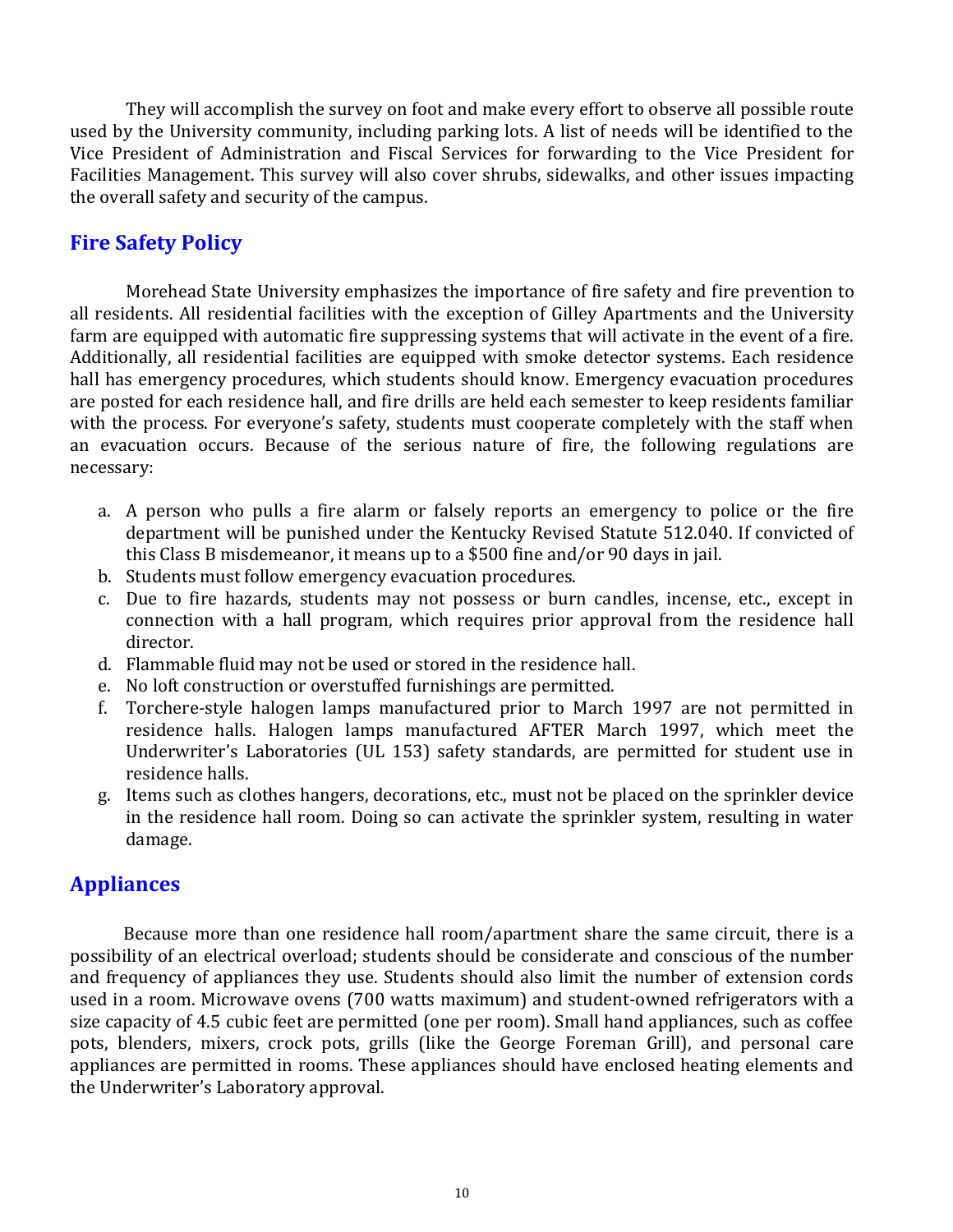They will accomplish the survey on foot and make every effort to observe all possible route used by the University community, including parking lots. A list of needs will be identified to the Vice President of Administration and Fiscal Services for forwarding to the Vice President for Facilities Management. This survey will also cover shrubs, sidewalks, and other issues impacting the overall safety and security of the campus.

## Fire Safety Policy

Morehead State University emphasizes the importance of fire safety and fire prevention to all residents. All residential facilities with the exception of Gilley Apartments and the University farm are equipped with automatic fire suppressing systems that will activate in the event of a fire. Additionally, all residential facilities are equipped with smoke detector systems. Each residence hall has emergency procedures, which students should know. Emergency evacuation procedures are posted for each residence hall, and fire drills are held each semester to keep residents familiar with the process. For everyone's safety, students must cooperate completely with the staff when an evacuation occurs. Because of the serious nature of fire, the following regulations are necessary:

a. A person who pulls a fire alarm or falsely reports an emergency to police or the fire department will be punished under the Kentucky Revised Statute 512.040. If convicted of this Class B misdemeanor, it means up to a $500 fine and/or 90 days in jail.
b. Students must follow emergency evacuation procedures.
c. Due to fire hazards, students may not possess or burn candles, incense, etc., except in connection with a hall program, which requires prior approval from the residence hall director.
d. Flammable fluid may not be used or stored in the residence hall.
e. No loft construction or overstuffed furnishings are permitted.
f. Torchere-style halogen lamps manufactured prior to March 1997 are not permitted in residence halls. Halogen lamps manufactured AFTER March 1997, which meet the Underwriter's Laboratories (UL 153) safety standards, are permitted for student use in residence halls.
g. Items such as clothes hangers, decorations, etc., must not be placed on the sprinkler device in the residence hall room. Doing so can activate the sprinkler system, resulting in water damage.

## Appliances

Because more than one residence hall room/apartment share the same circuit, there is a possibility of an electrical overload; students should be considerate and conscious of the number and frequency of appliances they use. Students should also limit the number of extension cords used in a room. Microwave ovens (700 watts maximum) and student-owned refrigerators with a size capacity of 4.5 cubic feet are permitted (one per room). Small hand appliances, such as coffee pots, blenders, mixers, crock pots, grills (like the George Foreman Grill), and personal care appliances are permitted in rooms. These appliances should have enclosed heating elements and the Underwriter's Laboratory approval.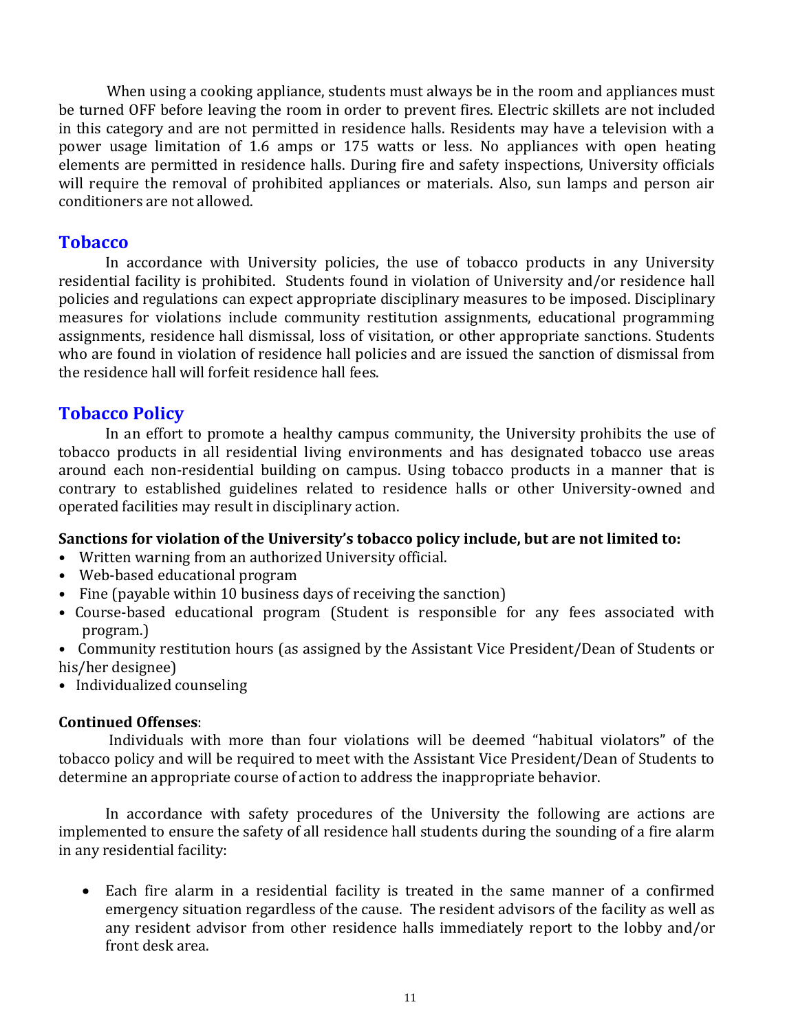When using a cooking appliance, students must always be in the room and appliances must be turned OFF before leaving the room in order to prevent fires. Electric skillets are not included in this category and are not permitted in residence halls. Residents may have a television with a power usage limitation of 1.6 amps or 175 watts or less. No appliances with open heating elements are permitted in residence halls. During fire and safety inspections, University officials will require the removal of prohibited appliances or materials. Also, sun lamps and person air conditioners are not allowed.

## Tobacco

In accordance with University policies, the use of tobacco products in any University residential facility is prohibited. Students found in violation of University and/or residence hall policies and regulations can expect appropriate disciplinary measures to be imposed. Disciplinary measures for violations include community restitution assignments, educational programming assignments, residence hall dismissal, loss of visitation, or other appropriate sanctions. Students who are found in violation of residence hall policies and are issued the sanction of dismissal from the residence hall will forfeit residence hall fees.

## Tobacco Policy

In an effort to promote a healthy campus community, the University prohibits the use of tobacco products in all residential living environments and has designated tobacco use areas around each non-residential building on campus. Using tobacco products in a manner that is contrary to established guidelines related to residence halls or other University-owned and operated facilities may result in disciplinary action.

**Sanctions for violation of the University's tobacco policy include, but are not limited to:**

- Written warning from an authorized University official.
- Web-based educational program
- Fine (payable within 10 business days of receiving the sanction)
- Course-based educational program (Student is responsible for any fees associated with program.)
- Community restitution hours (as assigned by the Assistant Vice President/Dean of Students or his/her designee)
- Individualized counseling

**Continued Offenses**:

Individuals with more than four violations will be deemed "habitual violators" of the tobacco policy and will be required to meet with the Assistant Vice President/Dean of Students to determine an appropriate course of action to address the inappropriate behavior.

In accordance with safety procedures of the University the following are actions are implemented to ensure the safety of all residence hall students during the sounding of a fire alarm in any residential facility:

- Each fire alarm in a residential facility is treated in the same manner of a confirmed emergency situation regardless of the cause. The resident advisors of the facility as well as any resident advisor from other residence halls immediately report to the lobby and/or front desk area.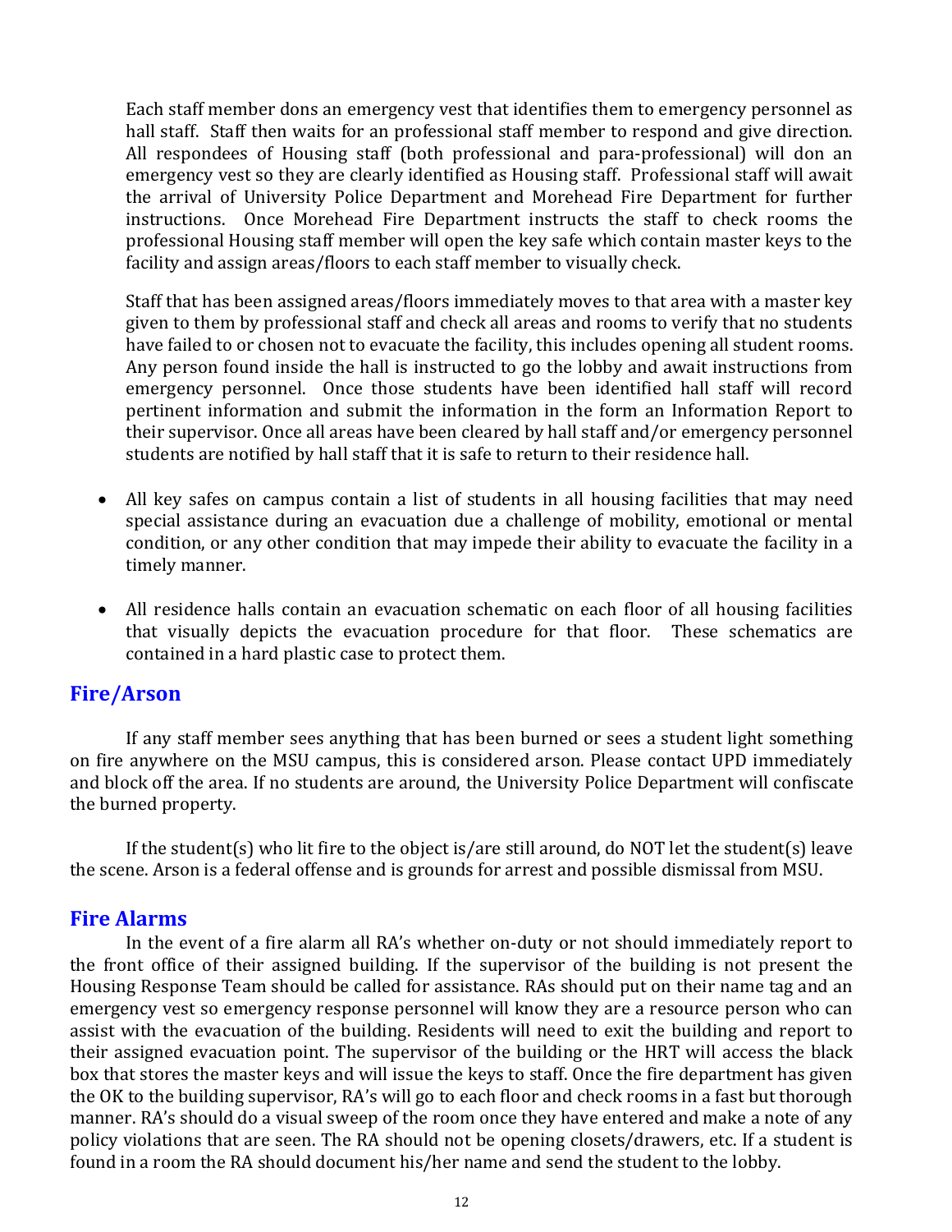Each staff member dons an emergency vest that identifies them to emergency personnel as hall staff. Staff then waits for an professional staff member to respond and give direction. All respondees of Housing staff (both professional and para-professional) will don an emergency vest so they are clearly identified as Housing staff. Professional staff will await the arrival of University Police Department and Morehead Fire Department for further instructions. Once Morehead Fire Department instructs the staff to check rooms the professional Housing staff member will open the key safe which contain master keys to the facility and assign areas/floors to each staff member to visually check.

Staff that has been assigned areas/floors immediately moves to that area with a master key given to them by professional staff and check all areas and rooms to verify that no students have failed to or chosen not to evacuate the facility, this includes opening all student rooms. Any person found inside the hall is instructed to go the lobby and await instructions from emergency personnel. Once those students have been identified hall staff will record pertinent information and submit the information in the form an Information Report to their supervisor. Once all areas have been cleared by hall staff and/or emergency personnel students are notified by hall staff that it is safe to return to their residence hall.

- All key safes on campus contain a list of students in all housing facilities that may need special assistance during an evacuation due a challenge of mobility, emotional or mental condition, or any other condition that may impede their ability to evacuate the facility in a timely manner.
- All residence halls contain an evacuation schematic on each floor of all housing facilities that visually depicts the evacuation procedure for that floor. These schematics are contained in a hard plastic case to protect them.

## Fire/Arson

If any staff member sees anything that has been burned or sees a student light something on fire anywhere on the MSU campus, this is considered arson. Please contact UPD immediately and block off the area. If no students are around, the University Police Department will confiscate the burned property.

If the student(s) who lit fire to the object is/are still around, do NOT let the student(s) leave the scene. Arson is a federal offense and is grounds for arrest and possible dismissal from MSU.

## Fire Alarms

In the event of a fire alarm all RA's whether on-duty or not should immediately report to the front office of their assigned building. If the supervisor of the building is not present the Housing Response Team should be called for assistance. RAs should put on their name tag and an emergency vest so emergency response personnel will know they are a resource person who can assist with the evacuation of the building. Residents will need to exit the building and report to their assigned evacuation point. The supervisor of the building or the HRT will access the black box that stores the master keys and will issue the keys to staff. Once the fire department has given the OK to the building supervisor, RA's will go to each floor and check rooms in a fast but thorough manner. RA's should do a visual sweep of the room once they have entered and make a note of any policy violations that are seen. The RA should not be opening closets/drawers, etc. If a student is found in a room the RA should document his/her name and send the student to the lobby.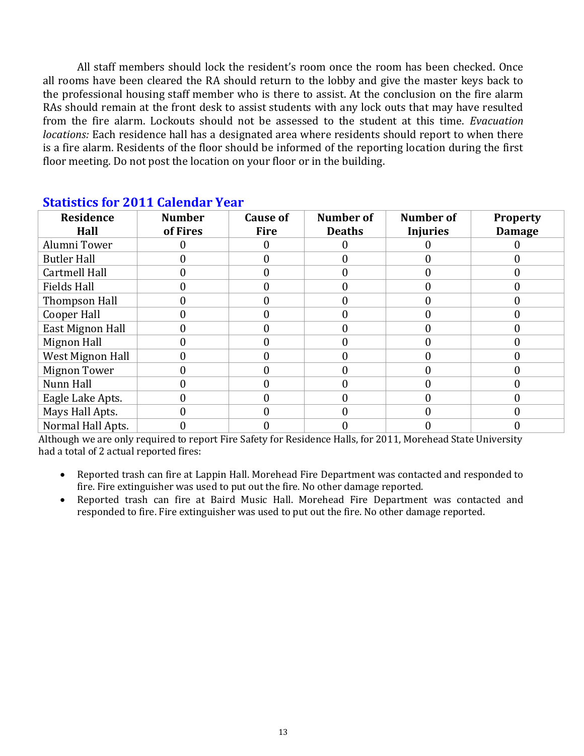All staff members should lock the resident's room once the room has been checked. Once all rooms have been cleared the RA should return to the lobby and give the master keys back to the professional housing staff member who is there to assist. At the conclusion on the fire alarm RAs should remain at the front desk to assist students with any lock outs that may have resulted from the fire alarm. Lockouts should not be assessed to the student at this time. *Evacuation locations:* Each residence hall has a designated area where residents should report to when there is a fire alarm. Residents of the floor should be informed of the reporting location during the first floor meeting. Do not post the location on your floor or in the building.

## Statistics for 2011 Calendar Year

| Residence Hall | Number of Fires | Cause of Fire | Number of Deaths | Number of Injuries | Property Damage |
|---|---|---|---|---|---|
| Alumni Tower | 0 | 0 | 0 | 0 | 0 |
| Butler Hall | 0 | 0 | 0 | 0 | 0 |
| Cartmell Hall | 0 | 0 | 0 | 0 | 0 |
| Fields Hall | 0 | 0 | 0 | 0 | 0 |
| Thompson Hall | 0 | 0 | 0 | 0 | 0 |
| Cooper Hall | 0 | 0 | 0 | 0 | 0 |
| East Mignon Hall | 0 | 0 | 0 | 0 | 0 |
| Mignon Hall | 0 | 0 | 0 | 0 | 0 |
| West Mignon Hall | 0 | 0 | 0 | 0 | 0 |
| Mignon Tower | 0 | 0 | 0 | 0 | 0 |
| Nunn Hall | 0 | 0 | 0 | 0 | 0 |
| Eagle Lake Apts. | 0 | 0 | 0 | 0 | 0 |
| Mays Hall Apts. | 0 | 0 | 0 | 0 | 0 |
| Normal Hall Apts. | 0 | 0 | 0 | 0 | 0 |

Although we are only required to report Fire Safety for Residence Halls, for 2011, Morehead State University had a total of 2 actual reported fires:

- Reported trash can fire at Lappin Hall. Morehead Fire Department was contacted and responded to fire. Fire extinguisher was used to put out the fire. No other damage reported.
- Reported trash can fire at Baird Music Hall. Morehead Fire Department was contacted and responded to fire. Fire extinguisher was used to put out the fire. No other damage reported.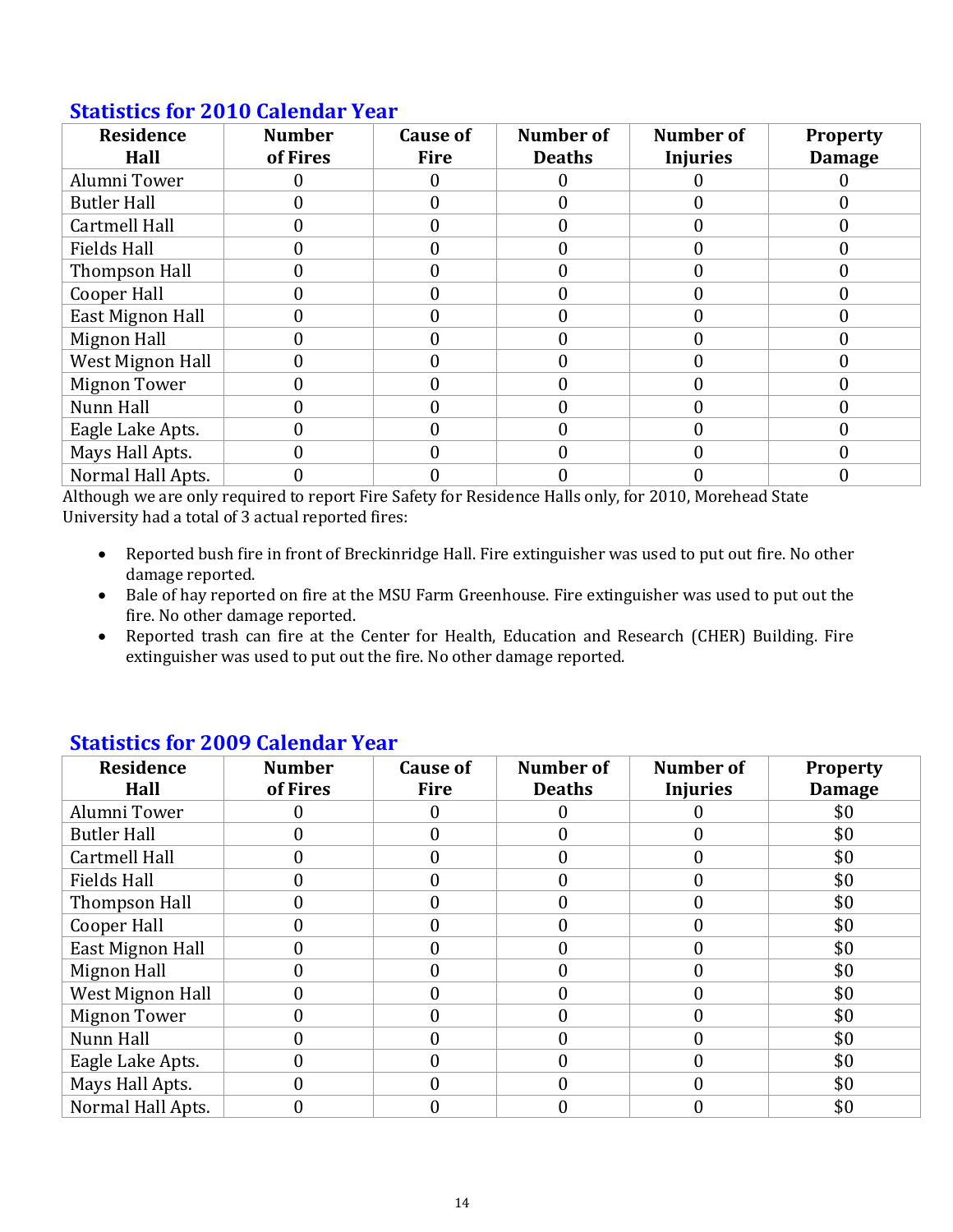## Statistics for 2010 Calendar Year

| Residence Hall | Number of Fires | Cause of Fire | Number of Deaths | Number of Injuries | Property Damage |
|---|---|---|---|---|---|
| Alumni Tower | 0 | 0 | 0 | 0 | 0 |
| Butler Hall | 0 | 0 | 0 | 0 | 0 |
| Cartmell Hall | 0 | 0 | 0 | 0 | 0 |
| Fields Hall | 0 | 0 | 0 | 0 | 0 |
| Thompson Hall | 0 | 0 | 0 | 0 | 0 |
| Cooper Hall | 0 | 0 | 0 | 0 | 0 |
| East Mignon Hall | 0 | 0 | 0 | 0 | 0 |
| Mignon Hall | 0 | 0 | 0 | 0 | 0 |
| West Mignon Hall | 0 | 0 | 0 | 0 | 0 |
| Mignon Tower | 0 | 0 | 0 | 0 | 0 |
| Nunn Hall | 0 | 0 | 0 | 0 | 0 |
| Eagle Lake Apts. | 0 | 0 | 0 | 0 | 0 |
| Mays Hall Apts. | 0 | 0 | 0 | 0 | 0 |
| Normal Hall Apts. | 0 | 0 | 0 | 0 | 0 |

Although we are only required to report Fire Safety for Residence Halls only, for 2010, Morehead State University had a total of 3 actual reported fires:

- Reported bush fire in front of Breckinridge Hall. Fire extinguisher was used to put out fire. No other damage reported.
- Bale of hay reported on fire at the MSU Farm Greenhouse. Fire extinguisher was used to put out the fire. No other damage reported.
- Reported trash can fire at the Center for Health, Education and Research (CHER) Building. Fire extinguisher was used to put out the fire. No other damage reported.

## Statistics for 2009 Calendar Year

| Residence Hall | Number of Fires | Cause of Fire | Number of Deaths | Number of Injuries | Property Damage |
|---|---|---|---|---|---|
| Alumni Tower | 0 | 0 | 0 | 0 | $0 |
| Butler Hall | 0 | 0 | 0 | 0 | $0 |
| Cartmell Hall | 0 | 0 | 0 | 0 | $0 |
| Fields Hall | 0 | 0 | 0 | 0 | $0 |
| Thompson Hall | 0 | 0 | 0 | 0 | $0 |
| Cooper Hall | 0 | 0 | 0 | 0 | $0 |
| East Mignon Hall | 0 | 0 | 0 | 0 | $0 |
| Mignon Hall | 0 | 0 | 0 | 0 | $0 |
| West Mignon Hall | 0 | 0 | 0 | 0 | $0 |
| Mignon Tower | 0 | 0 | 0 | 0 | $0 |
| Nunn Hall | 0 | 0 | 0 | 0 | $0 |
| Eagle Lake Apts. | 0 | 0 | 0 | 0 | $0 |
| Mays Hall Apts. | 0 | 0 | 0 | 0 | $0 |
| Normal Hall Apts. | 0 | 0 | 0 | 0 | $0 |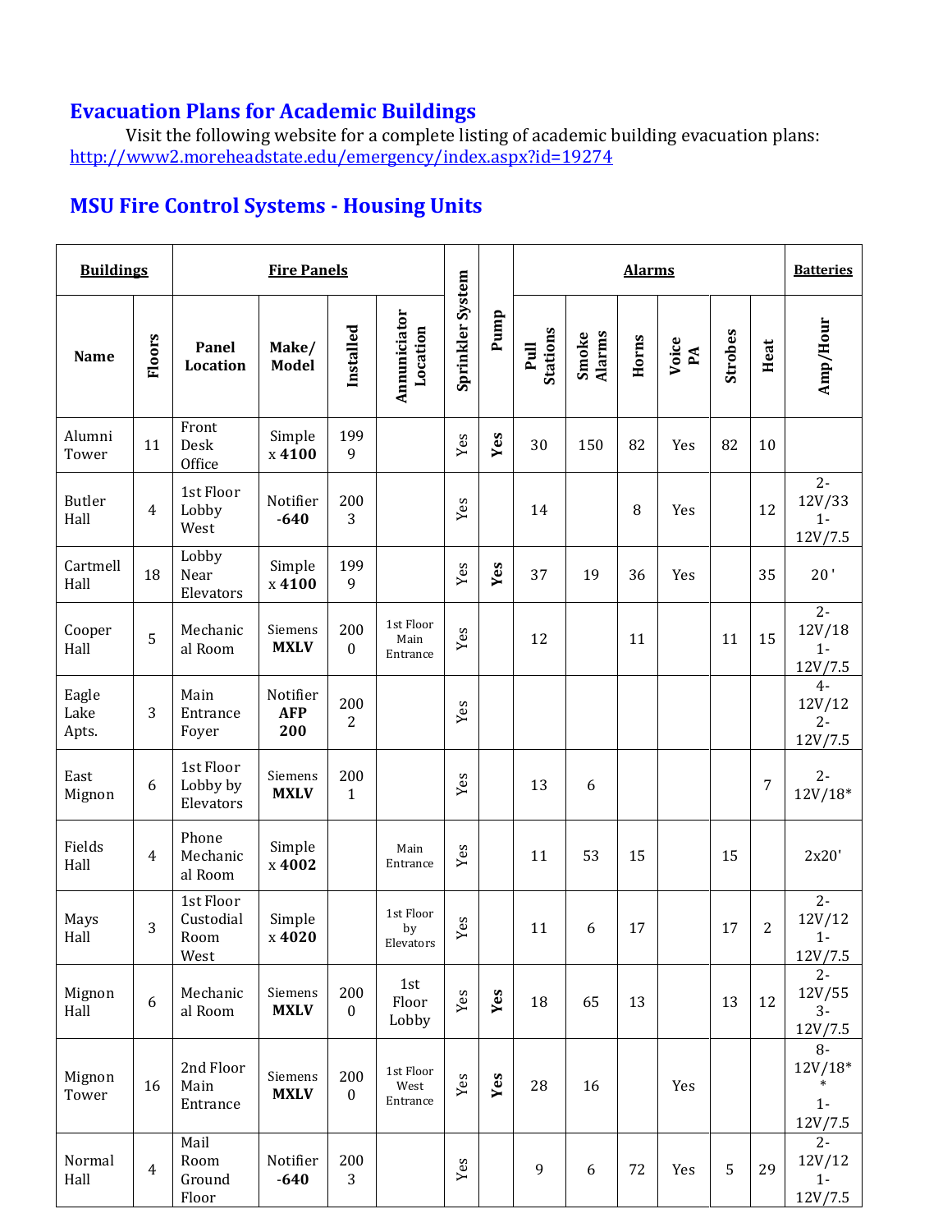## Evacuation Plans for Academic Buildings

Visit the following website for a complete listing of academic building evacuation plans: http://www2.moreheadstate.edu/emergency/index.aspx?id=19274

## MSU Fire Control Systems - Housing Units

| **Buildings** | | **Fire Panels** | | | | Sprinkler System | Pump | **Alarms** | | | | | | **Batteries** |
|---|---|---|---|---|---|---|---|---|---|---|---|---|---|---|
| **Name** | **Floors** | **Panel Location** | **Make/ Model** | **Installed** | **Annunciator Location** | | | **Pull Stations** | **Smoke Alarms** | **Horns** | **Voice PA** | **Strobes** | **Heat** | **Amp/Hour** |
| Alumni Tower | 11 | Front Desk Office | Simplex **4100** | 1999 | | Yes | **Yes** | 30 | 150 | 82 | Yes | 82 | 10 | |
| Butler Hall | 4 | 1st Floor Lobby West | Notifier **-640** | 2003 | | Yes | | 14 | | 8 | Yes | | 12 | 2-12V/33 1-12V/7.5 |
| Cartmell Hall | 18 | Lobby Near Elevators | Simplex **4100** | 1999 | | Yes | **Yes** | 37 | 19 | 36 | Yes | | 35 | 20' |
| Cooper Hall | 5 | Mechanical Room | Siemens **MXLV** | 2000 | 1st Floor Main Entrance | Yes | | 12 | | 11 | | 11 | 15 | 2-12V/18 1-12V/7.5 |
| Eagle Lake Apts. | 3 | Main Entrance Foyer | Notifier **AFP 200** | 2002 | | Yes | | | | | | | | 4-12V/12 2-12V/7.5 |
| East Mignon | 6 | 1st Floor Lobby by Elevators | Siemens **MXLV** | 2001 | | Yes | | 13 | 6 | | | | 7 | 2-12V/18* |
| Fields Hall | 4 | Phone Mechanical Room | Simplex **4002** | | Main Entrance | Yes | | 11 | 53 | 15 | | 15 | | 2x20' |
| Mays Hall | 3 | 1st Floor Custodial Room West | Simplex **4020** | | 1st Floor by Elevators | Yes | | 11 | 6 | 17 | | 17 | 2 | 2-12V/12 1-12V/7.5 |
| Mignon Hall | 6 | Mechanical Room | Siemens **MXLV** | 2000 | 1st Floor Lobby | Yes | **Yes** | 18 | 65 | 13 | | 13 | 12 | 2-12V/55 3-12V/7.5 |
| Mignon Tower | 16 | 2nd Floor Main Entrance | Siemens **MXLV** | 2000 | 1st Floor West Entrance | Yes | **Yes** | 28 | 16 | | Yes | | | 8-12V/18** 1-12V/7.5 |
| Normal Hall | 4 | Mail Room Ground Floor | Notifier **-640** | 2003 | | Yes | | 9 | 6 | 72 | Yes | 5 | 29 | 2-12V/12 1-12V/7.5 |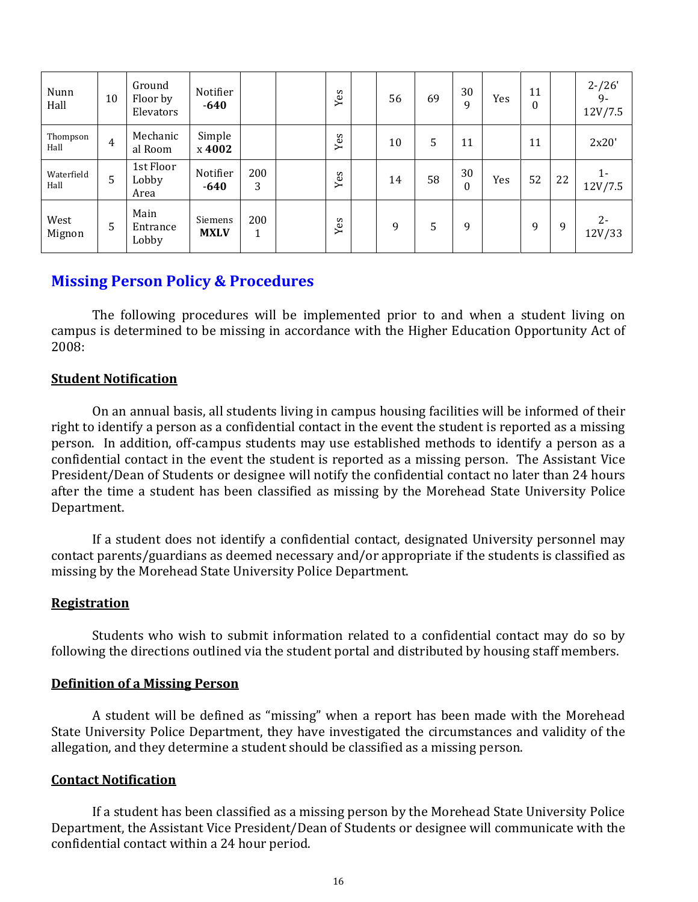| Nunn Hall | 10 | Ground Floor by Elevators | Notifier -**640** | | | Yes | | 56 | 69 | 309 | Yes | 110 | | 2-/26' 9-12V/7.5 |
|---|---|---|---|---|---|---|---|---|---|---|---|---|---|---|
| Thompson Hall | 4 | Mechanical Room | Simplex **4002** | | | Yes | | 10 | 5 | 11 | | 11 | | 2x20' |
| Waterfield Hall | 5 | 1st Floor Lobby Area | Notifier -**640** | 2003 | | Yes | | 14 | 58 | 300 | Yes | 52 | 22 | 1-12V/7.5 |
| West Mignon | 5 | Main Entrance Lobby | Siemens **MXLV** | 2001 | | Yes | | 9 | 5 | 9 | | 9 | 9 | 2-12V/33 |

## Missing Person Policy & Procedures

The following procedures will be implemented prior to and when a student living on campus is determined to be missing in accordance with the Higher Education Opportunity Act of 2008:

**Student Notification**

On an annual basis, all students living in campus housing facilities will be informed of their right to identify a person as a confidential contact in the event the student is reported as a missing person. In addition, off-campus students may use established methods to identify a person as a confidential contact in the event the student is reported as a missing person. The Assistant Vice President/Dean of Students or designee will notify the confidential contact no later than 24 hours after the time a student has been classified as missing by the Morehead State University Police Department.

If a student does not identify a confidential contact, designated University personnel may contact parents/guardians as deemed necessary and/or appropriate if the students is classified as missing by the Morehead State University Police Department.

**Registration**

Students who wish to submit information related to a confidential contact may do so by following the directions outlined via the student portal and distributed by housing staff members.

**Definition of a Missing Person**

A student will be defined as "missing" when a report has been made with the Morehead State University Police Department, they have investigated the circumstances and validity of the allegation, and they determine a student should be classified as a missing person.

**Contact Notification**

If a student has been classified as a missing person by the Morehead State University Police Department, the Assistant Vice President/Dean of Students or designee will communicate with the confidential contact within a 24 hour period.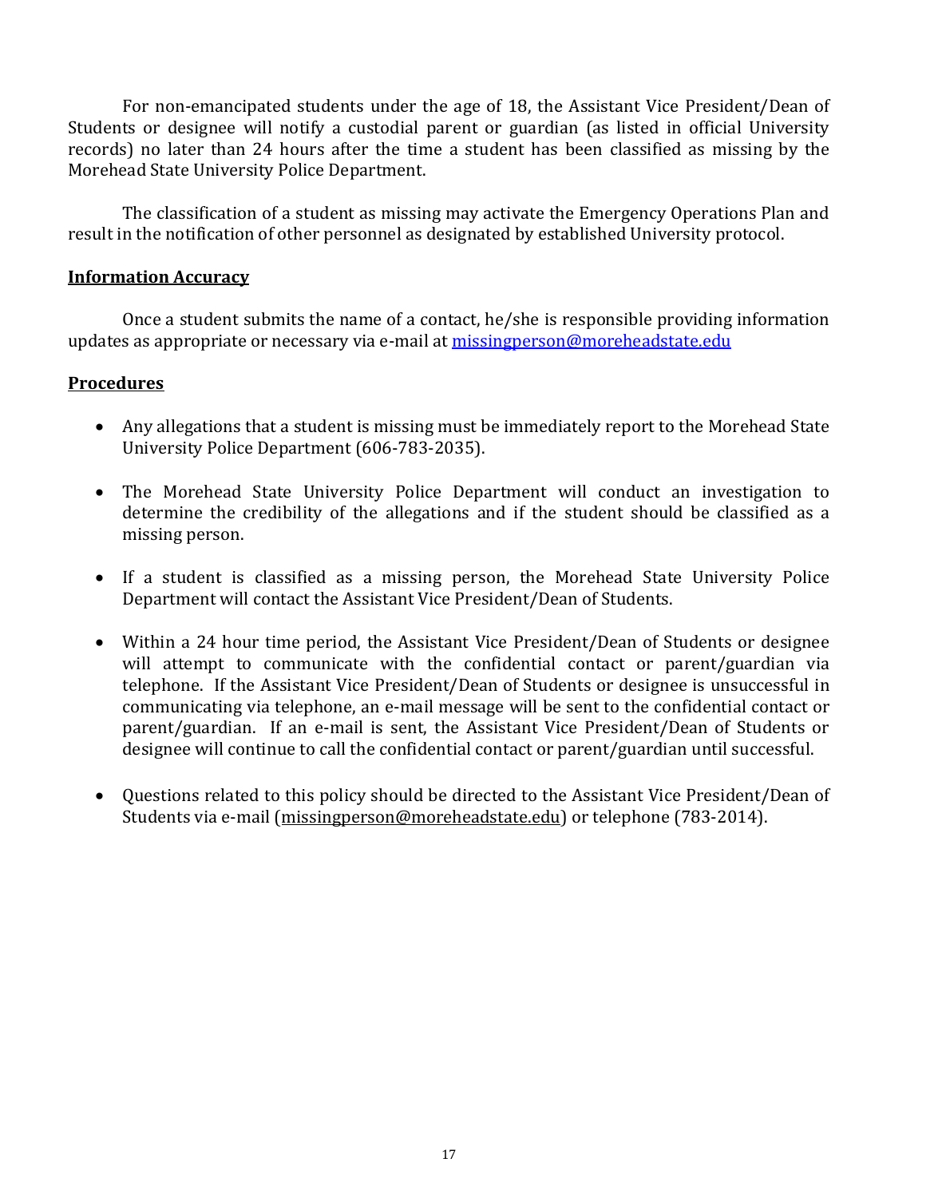For non-emancipated students under the age of 18, the Assistant Vice President/Dean of Students or designee will notify a custodial parent or guardian (as listed in official University records) no later than 24 hours after the time a student has been classified as missing by the Morehead State University Police Department.

The classification of a student as missing may activate the Emergency Operations Plan and result in the notification of other personnel as designated by established University protocol.

## Information Accuracy

Once a student submits the name of a contact, he/she is responsible providing information updates as appropriate or necessary via e-mail at missingperson@moreheadstate.edu

## Procedures

- Any allegations that a student is missing must be immediately report to the Morehead State University Police Department (606-783-2035).
- The Morehead State University Police Department will conduct an investigation to determine the credibility of the allegations and if the student should be classified as a missing person.
- If a student is classified as a missing person, the Morehead State University Police Department will contact the Assistant Vice President/Dean of Students.
- Within a 24 hour time period, the Assistant Vice President/Dean of Students or designee will attempt to communicate with the confidential contact or parent/guardian via telephone. If the Assistant Vice President/Dean of Students or designee is unsuccessful in communicating via telephone, an e-mail message will be sent to the confidential contact or parent/guardian. If an e-mail is sent, the Assistant Vice President/Dean of Students or designee will continue to call the confidential contact or parent/guardian until successful.
- Questions related to this policy should be directed to the Assistant Vice President/Dean of Students via e-mail (missingperson@moreheadstate.edu) or telephone (783-2014).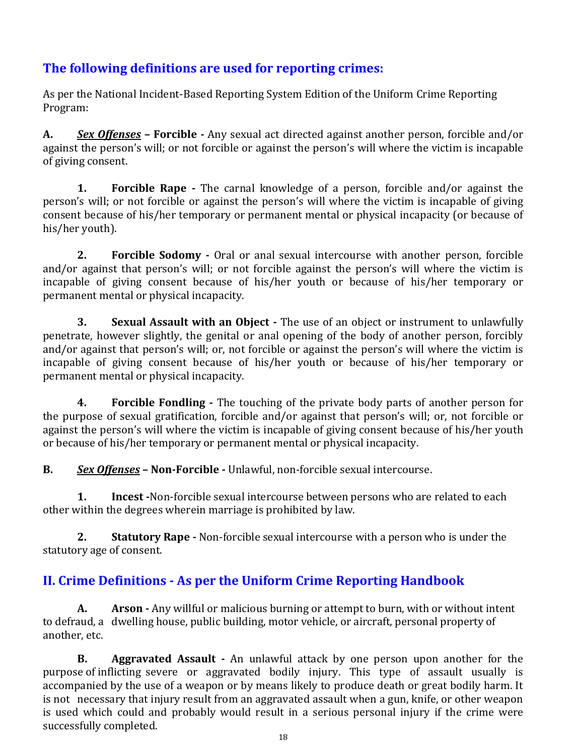## The following definitions are used for reporting crimes:

As per the National Incident-Based Reporting System Edition of the Uniform Crime Reporting Program:

**A.** ***Sex Offenses*** **– Forcible -** Any sexual act directed against another person, forcible and/or against the person's will; or not forcible or against the person's will where the victim is incapable of giving consent.

**1. Forcible Rape -** The carnal knowledge of a person, forcible and/or against the person's will; or not forcible or against the person's will where the victim is incapable of giving consent because of his/her temporary or permanent mental or physical incapacity (or because of his/her youth).

**2. Forcible Sodomy -** Oral or anal sexual intercourse with another person, forcible and/or against that person's will; or not forcible against the person's will where the victim is incapable of giving consent because of his/her youth or because of his/her temporary or permanent mental or physical incapacity.

**3. Sexual Assault with an Object -** The use of an object or instrument to unlawfully penetrate, however slightly, the genital or anal opening of the body of another person, forcibly and/or against that person's will; or, not forcible or against the person's will where the victim is incapable of giving consent because of his/her youth or because of his/her temporary or permanent mental or physical incapacity.

**4. Forcible Fondling -** The touching of the private body parts of another person for the purpose of sexual gratification, forcible and/or against that person's will; or, not forcible or against the person's will where the victim is incapable of giving consent because of his/her youth or because of his/her temporary or permanent mental or physical incapacity.

**B.** ***Sex Offenses*** **– Non-Forcible -** Unlawful, non-forcible sexual intercourse.

**1. Incest -**Non-forcible sexual intercourse between persons who are related to each other within the degrees wherein marriage is prohibited by law.

**2. Statutory Rape -** Non-forcible sexual intercourse with a person who is under the statutory age of consent.

## II. Crime Definitions - As per the Uniform Crime Reporting Handbook

**A. Arson -** Any willful or malicious burning or attempt to burn, with or without intent to defraud, a dwelling house, public building, motor vehicle, or aircraft, personal property of another, etc.

**B. Aggravated Assault -** An unlawful attack by one person upon another for the purpose of inflicting severe or aggravated bodily injury. This type of assault usually is accompanied by the use of a weapon or by means likely to produce death or great bodily harm. It is not necessary that injury result from an aggravated assault when a gun, knife, or other weapon is used which could and probably would result in a serious personal injury if the crime were successfully completed.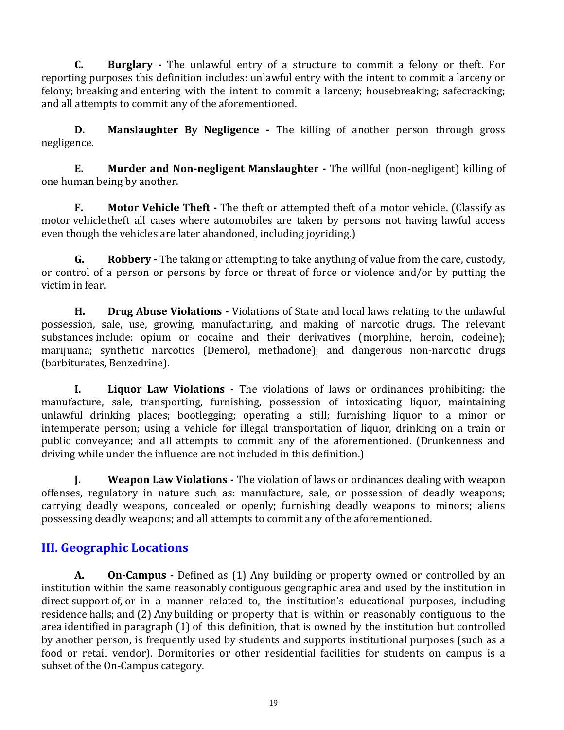**C. Burglary -** The unlawful entry of a structure to commit a felony or theft. For reporting purposes this definition includes: unlawful entry with the intent to commit a larceny or felony; breaking and entering with the intent to commit a larceny; housebreaking; safecracking; and all attempts to commit any of the aforementioned.

**D. Manslaughter By Negligence -** The killing of another person through gross negligence.

**E. Murder and Non-negligent Manslaughter -** The willful (non-negligent) killing of one human being by another.

**F. Motor Vehicle Theft -** The theft or attempted theft of a motor vehicle. (Classify as motor vehicle theft all cases where automobiles are taken by persons not having lawful access even though the vehicles are later abandoned, including joyriding.)

**G. Robbery -** The taking or attempting to take anything of value from the care, custody, or control of a person or persons by force or threat of force or violence and/or by putting the victim in fear.

**H. Drug Abuse Violations -** Violations of State and local laws relating to the unlawful possession, sale, use, growing, manufacturing, and making of narcotic drugs. The relevant substances include: opium or cocaine and their derivatives (morphine, heroin, codeine); marijuana; synthetic narcotics (Demerol, methadone); and dangerous non-narcotic drugs (barbiturates, Benzedrine).

**I. Liquor Law Violations -** The violations of laws or ordinances prohibiting: the manufacture, sale, transporting, furnishing, possession of intoxicating liquor, maintaining unlawful drinking places; bootlegging; operating a still; furnishing liquor to a minor or intemperate person; using a vehicle for illegal transportation of liquor, drinking on a train or public conveyance; and all attempts to commit any of the aforementioned. (Drunkenness and driving while under the influence are not included in this definition.)

**J. Weapon Law Violations -** The violation of laws or ordinances dealing with weapon offenses, regulatory in nature such as: manufacture, sale, or possession of deadly weapons; carrying deadly weapons, concealed or openly; furnishing deadly weapons to minors; aliens possessing deadly weapons; and all attempts to commit any of the aforementioned.

## III. Geographic Locations

**A. On-Campus -** Defined as (1) Any building or property owned or controlled by an institution within the same reasonably contiguous geographic area and used by the institution in direct support of, or in a manner related to, the institution's educational purposes, including residence halls; and (2) Any building or property that is within or reasonably contiguous to the area identified in paragraph (1) of this definition, that is owned by the institution but controlled by another person, is frequently used by students and supports institutional purposes (such as a food or retail vendor). Dormitories or other residential facilities for students on campus is a subset of the On-Campus category.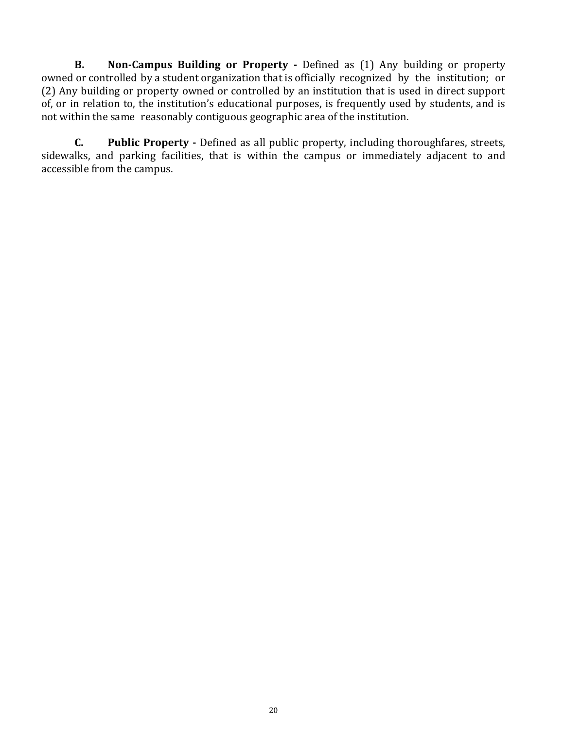**B.** **Non-Campus Building or Property -** Defined as (1) Any building or property owned or controlled by a student organization that is officially recognized by the institution; or (2) Any building or property owned or controlled by an institution that is used in direct support of, or in relation to, the institution's educational purposes, is frequently used by students, and is not within the same reasonably contiguous geographic area of the institution.

**C.** **Public Property -** Defined as all public property, including thoroughfares, streets, sidewalks, and parking facilities, that is within the campus or immediately adjacent to and accessible from the campus.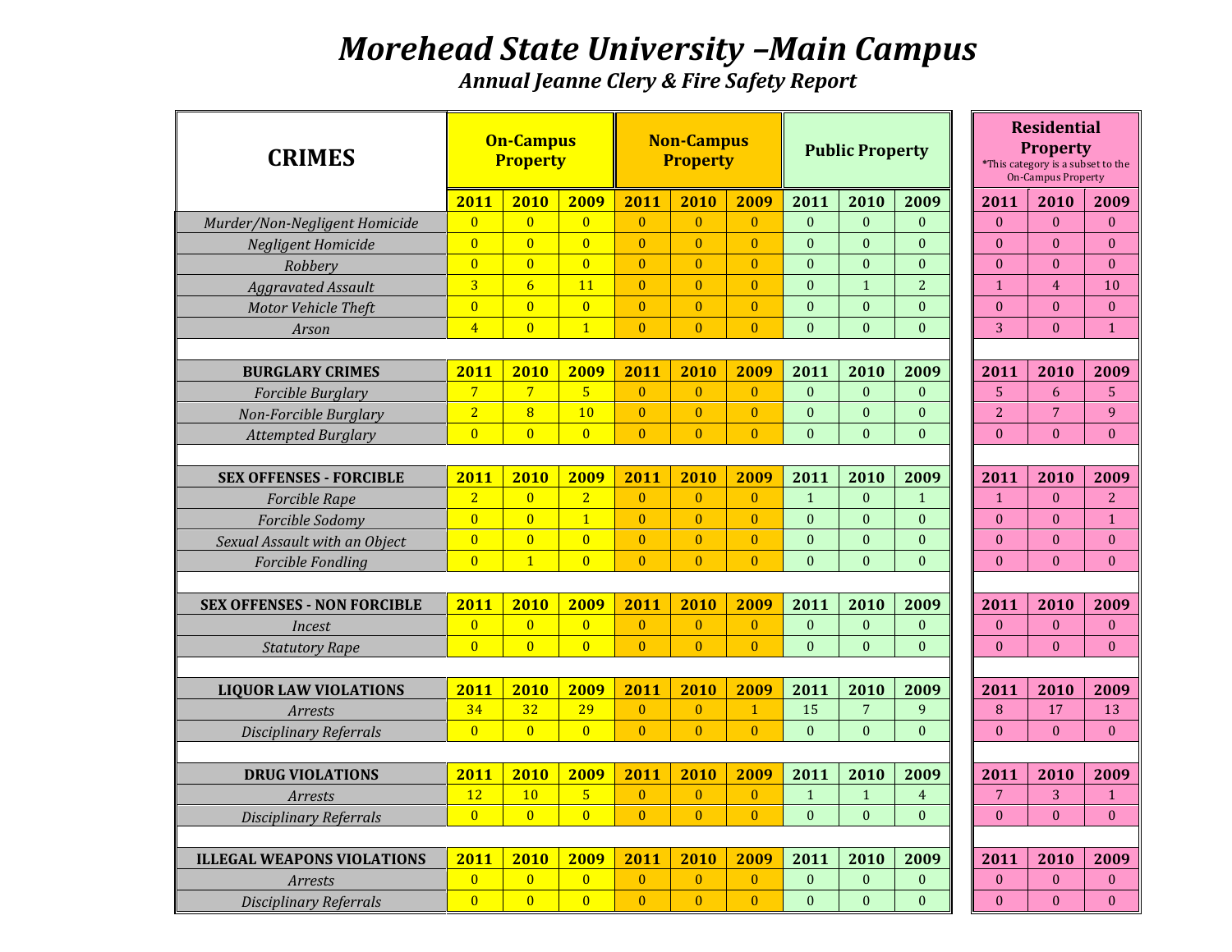# *Morehead State University –Main Campus*

## *Annual Jeanne Clery & Fire Safety Report*

| CRIMES | On-Campus Property | | | Non-Campus Property | | | Public Property | | | Residential Property *This category is a subset to the On-Campus Property | | |
|---|---|---|---|---|---|---|---|---|---|---|---|---|
| | 2011 | 2010 | 2009 | 2011 | 2010 | 2009 | 2011 | 2010 | 2009 | 2011 | 2010 | 2009 |
| *Murder/Non-Negligent Homicide* | 0 | 0 | 0 | 0 | 0 | 0 | 0 | 0 | 0 | 0 | 0 | 0 |
| *Negligent Homicide* | 0 | 0 | 0 | 0 | 0 | 0 | 0 | 0 | 0 | 0 | 0 | 0 |
| *Robbery* | 0 | 0 | 0 | 0 | 0 | 0 | 0 | 0 | 0 | 0 | 0 | 0 |
| *Aggravated Assault* | 3 | 6 | 11 | 0 | 0 | 0 | 0 | 1 | 2 | 1 | 4 | 10 |
| *Motor Vehicle Theft* | 0 | 0 | 0 | 0 | 0 | 0 | 0 | 0 | 0 | 0 | 0 | 0 |
| *Arson* | 4 | 0 | 1 | 0 | 0 | 0 | 0 | 0 | 0 | 3 | 0 | 1 |
| **BURGLARY CRIMES** | **2011** | **2010** | **2009** | **2011** | **2010** | **2009** | **2011** | **2010** | **2009** | **2011** | **2010** | **2009** |
| *Forcible Burglary* | 7 | 7 | 5 | 0 | 0 | 0 | 0 | 0 | 0 | 5 | 6 | 5 |
| *Non-Forcible Burglary* | 2 | 8 | 10 | 0 | 0 | 0 | 0 | 0 | 0 | 2 | 7 | 9 |
| *Attempted Burglary* | 0 | 0 | 0 | 0 | 0 | 0 | 0 | 0 | 0 | 0 | 0 | 0 |
| **SEX OFFENSES - FORCIBLE** | **2011** | **2010** | **2009** | **2011** | **2010** | **2009** | **2011** | **2010** | **2009** | **2011** | **2010** | **2009** |
| *Forcible Rape* | 2 | 0 | 2 | 0 | 0 | 0 | 1 | 0 | 1 | 1 | 0 | 2 |
| *Forcible Sodomy* | 0 | 0 | 1 | 0 | 0 | 0 | 0 | 0 | 0 | 0 | 0 | 1 |
| *Sexual Assault with an Object* | 0 | 0 | 0 | 0 | 0 | 0 | 0 | 0 | 0 | 0 | 0 | 0 |
| *Forcible Fondling* | 0 | 1 | 0 | 0 | 0 | 0 | 0 | 0 | 0 | 0 | 0 | 0 |
| **SEX OFFENSES - NON FORCIBLE** | **2011** | **2010** | **2009** | **2011** | **2010** | **2009** | **2011** | **2010** | **2009** | **2011** | **2010** | **2009** |
| *Incest* | 0 | 0 | 0 | 0 | 0 | 0 | 0 | 0 | 0 | 0 | 0 | 0 |
| *Statutory Rape* | 0 | 0 | 0 | 0 | 0 | 0 | 0 | 0 | 0 | 0 | 0 | 0 |
| **LIQUOR LAW VIOLATIONS** | **2011** | **2010** | **2009** | **2011** | **2010** | **2009** | **2011** | **2010** | **2009** | **2011** | **2010** | **2009** |
| *Arrests* | 34 | 32 | 29 | 0 | 0 | 1 | 15 | 7 | 9 | 8 | 17 | 13 |
| *Disciplinary Referrals* | 0 | 0 | 0 | 0 | 0 | 0 | 0 | 0 | 0 | 0 | 0 | 0 |
| **DRUG VIOLATIONS** | **2011** | **2010** | **2009** | **2011** | **2010** | **2009** | **2011** | **2010** | **2009** | **2011** | **2010** | **2009** |
| *Arrests* | 12 | 10 | 5 | 0 | 0 | 0 | 1 | 1 | 4 | 7 | 3 | 1 |
| *Disciplinary Referrals* | 0 | 0 | 0 | 0 | 0 | 0 | 0 | 0 | 0 | 0 | 0 | 0 |
| **ILLEGAL WEAPONS VIOLATIONS** | **2011** | **2010** | **2009** | **2011** | **2010** | **2009** | **2011** | **2010** | **2009** | **2011** | **2010** | **2009** |
| *Arrests* | 0 | 0 | 0 | 0 | 0 | 0 | 0 | 0 | 0 | 0 | 0 | 0 |
| *Disciplinary Referrals* | 0 | 0 | 0 | 0 | 0 | 0 | 0 | 0 | 0 | 0 | 0 | 0 |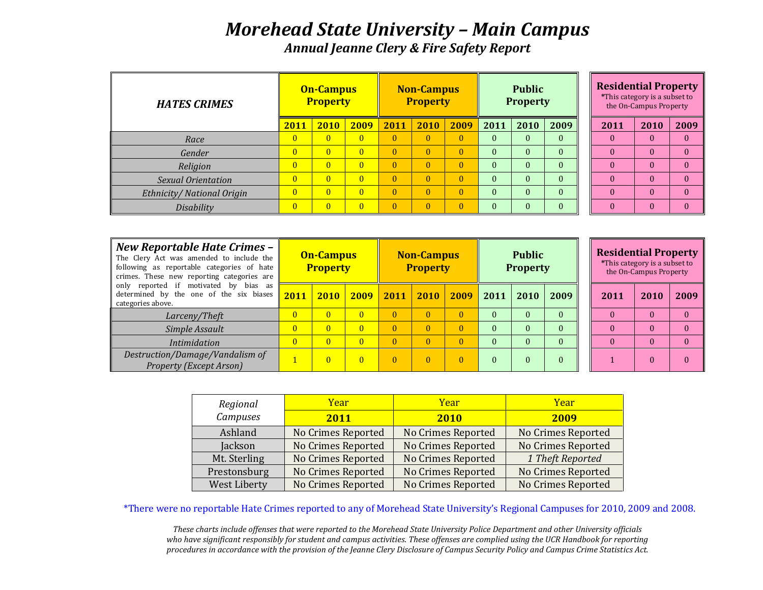# *Morehead State University – Main Campus*

## *Annual Jeanne Clery & Fire Safety Report*

| ***HATES CRIMES*** | **On-Campus Property** | | | **Non-Campus Property** | | | **Public Property** | | | **Residential Property** *This category is a subset to the On-Campus Property | | |
|---|---|---|---|---|---|---|---|---|---|---|---|---|
| | **2011** | **2010** | **2009** | **2011** | **2010** | **2009** | **2011** | **2010** | **2009** | **2011** | **2010** | **2009** |
| *Race* | 0 | 0 | 0 | 0 | 0 | 0 | 0 | 0 | 0 | 0 | 0 | 0 |
| *Gender* | 0 | 0 | 0 | 0 | 0 | 0 | 0 | 0 | 0 | 0 | 0 | 0 |
| *Religion* | 0 | 0 | 0 | 0 | 0 | 0 | 0 | 0 | 0 | 0 | 0 | 0 |
| *Sexual Orientation* | 0 | 0 | 0 | 0 | 0 | 0 | 0 | 0 | 0 | 0 | 0 | 0 |
| *Ethnicity/ National Origin* | 0 | 0 | 0 | 0 | 0 | 0 | 0 | 0 | 0 | 0 | 0 | 0 |
| *Disability* | 0 | 0 | 0 | 0 | 0 | 0 | 0 | 0 | 0 | 0 | 0 | 0 |

| ***New Reportable Hate Crimes –*** The Clery Act was amended to include the following as reportable categories of hate crimes. These new reporting categories are only reported if motivated by bias as determined by the one of the six biases categories above. | **On-Campus Property** | | | **Non-Campus Property** | | | **Public Property** | | | **Residential Property** *This category is a subset to the On-Campus Property | | |
|---|---|---|---|---|---|---|---|---|---|---|---|---|
| | **2011** | **2010** | **2009** | **2011** | **2010** | **2009** | **2011** | **2010** | **2009** | **2011** | **2010** | **2009** |
| *Larceny/Theft* | 0 | 0 | 0 | 0 | 0 | 0 | 0 | 0 | 0 | 0 | 0 | 0 |
| *Simple Assault* | 0 | 0 | 0 | 0 | 0 | 0 | 0 | 0 | 0 | 0 | 0 | 0 |
| *Intimidation* | 0 | 0 | 0 | 0 | 0 | 0 | 0 | 0 | 0 | 0 | 0 | 0 |
| *Destruction/Damage/Vandalism of Property (Except Arson)* | 1 | 0 | 0 | 0 | 0 | 0 | 0 | 0 | 0 | 1 | 0 | 0 |

| *Regional Campuses* | Year **2011** | Year **2010** | Year **2009** |
|---|---|---|---|
| Ashland | No Crimes Reported | No Crimes Reported | No Crimes Reported |
| Jackson | No Crimes Reported | No Crimes Reported | No Crimes Reported |
| Mt. Sterling | No Crimes Reported | No Crimes Reported | *1 Theft Reported* |
| Prestonsburg | No Crimes Reported | No Crimes Reported | No Crimes Reported |
| West Liberty | No Crimes Reported | No Crimes Reported | No Crimes Reported |

*There were no reportable Hate Crimes reported to any of Morehead State University's Regional Campuses for 2010, 2009 and 2008.

*These charts include offenses that were reported to the Morehead State University Police Department and other University officials who have significant responsibly for student and campus activities. These offenses are complied using the UCR Handbook for reporting procedures in accordance with the provision of the Jeanne Clery Disclosure of Campus Security Policy and Campus Crime Statistics Act.*